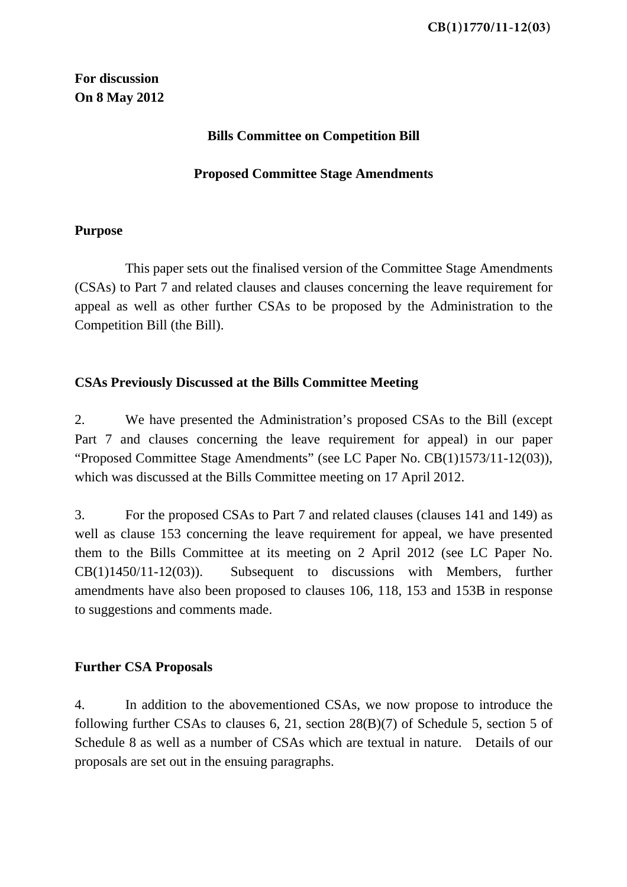CB(1)1770/11-12(03)

**For discussion**
**On 8 May 2012**

**Bills Committee on Competition Bill**

**Proposed Committee Stage Amendments**

**Purpose**

This paper sets out the finalised version of the Committee Stage Amendments (CSAs) to Part 7 and related clauses and clauses concerning the leave requirement for appeal as well as other further CSAs to be proposed by the Administration to the Competition Bill (the Bill).

**CSAs Previously Discussed at the Bills Committee Meeting**

2. We have presented the Administration's proposed CSAs to the Bill (except Part 7 and clauses concerning the leave requirement for appeal) in our paper "Proposed Committee Stage Amendments" (see LC Paper No. CB(1)1573/11-12(03)), which was discussed at the Bills Committee meeting on 17 April 2012.

3. For the proposed CSAs to Part 7 and related clauses (clauses 141 and 149) as well as clause 153 concerning the leave requirement for appeal, we have presented them to the Bills Committee at its meeting on 2 April 2012 (see LC Paper No. CB(1)1450/11-12(03)). Subsequent to discussions with Members, further amendments have also been proposed to clauses 106, 118, 153 and 153B in response to suggestions and comments made.

**Further CSA Proposals**

4. In addition to the abovementioned CSAs, we now propose to introduce the following further CSAs to clauses 6, 21, section 28(B)(7) of Schedule 5, section 5 of Schedule 8 as well as a number of CSAs which are textual in nature. Details of our proposals are set out in the ensuing paragraphs.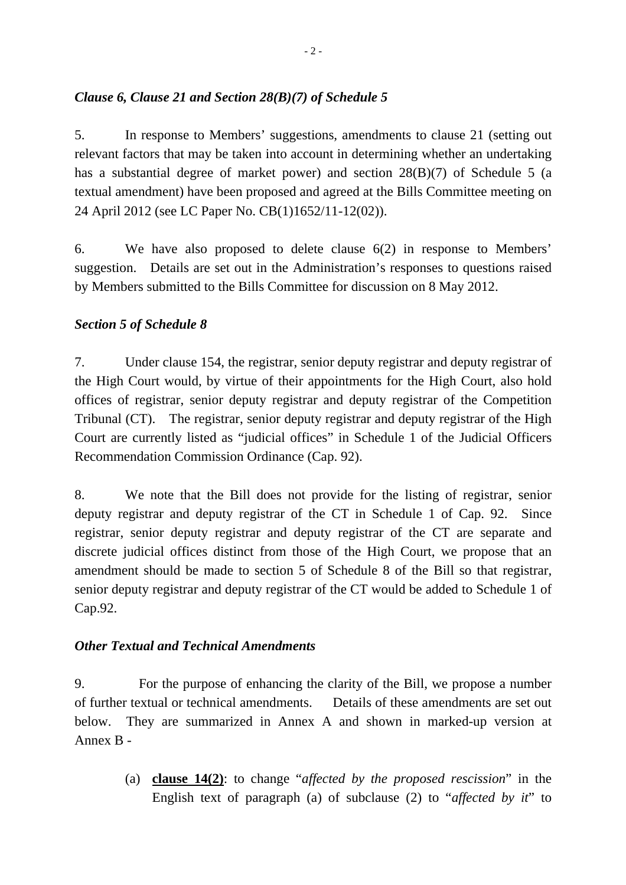### *Clause 6, Clause 21 and Section 28(B)(7) of Schedule 5*

5. In response to Members' suggestions, amendments to clause 21 (setting out relevant factors that may be taken into account in determining whether an undertaking has a substantial degree of market power) and section 28(B)(7) of Schedule 5 (a textual amendment) have been proposed and agreed at the Bills Committee meeting on 24 April 2012 (see LC Paper No. CB(1)1652/11-12(02)).

6. We have also proposed to delete clause 6(2) in response to Members' suggestion. Details are set out in the Administration's responses to questions raised by Members submitted to the Bills Committee for discussion on 8 May 2012.

### *Section 5 of Schedule 8*

7. Under clause 154, the registrar, senior deputy registrar and deputy registrar of the High Court would, by virtue of their appointments for the High Court, also hold offices of registrar, senior deputy registrar and deputy registrar of the Competition Tribunal (CT). The registrar, senior deputy registrar and deputy registrar of the High Court are currently listed as "judicial offices" in Schedule 1 of the Judicial Officers Recommendation Commission Ordinance (Cap. 92).

8. We note that the Bill does not provide for the listing of registrar, senior deputy registrar and deputy registrar of the CT in Schedule 1 of Cap. 92. Since registrar, senior deputy registrar and deputy registrar of the CT are separate and discrete judicial offices distinct from those of the High Court, we propose that an amendment should be made to section 5 of Schedule 8 of the Bill so that registrar, senior deputy registrar and deputy registrar of the CT would be added to Schedule 1 of Cap.92.

### *Other Textual and Technical Amendments*

9. For the purpose of enhancing the clarity of the Bill, we propose a number of further textual or technical amendments. Details of these amendments are set out below. They are summarized in Annex A and shown in marked-up version at Annex B -

(a) **clause 14(2)**: to change "*affected by the proposed rescission*" in the English text of paragraph (a) of subclause (2) to "*affected by it*" to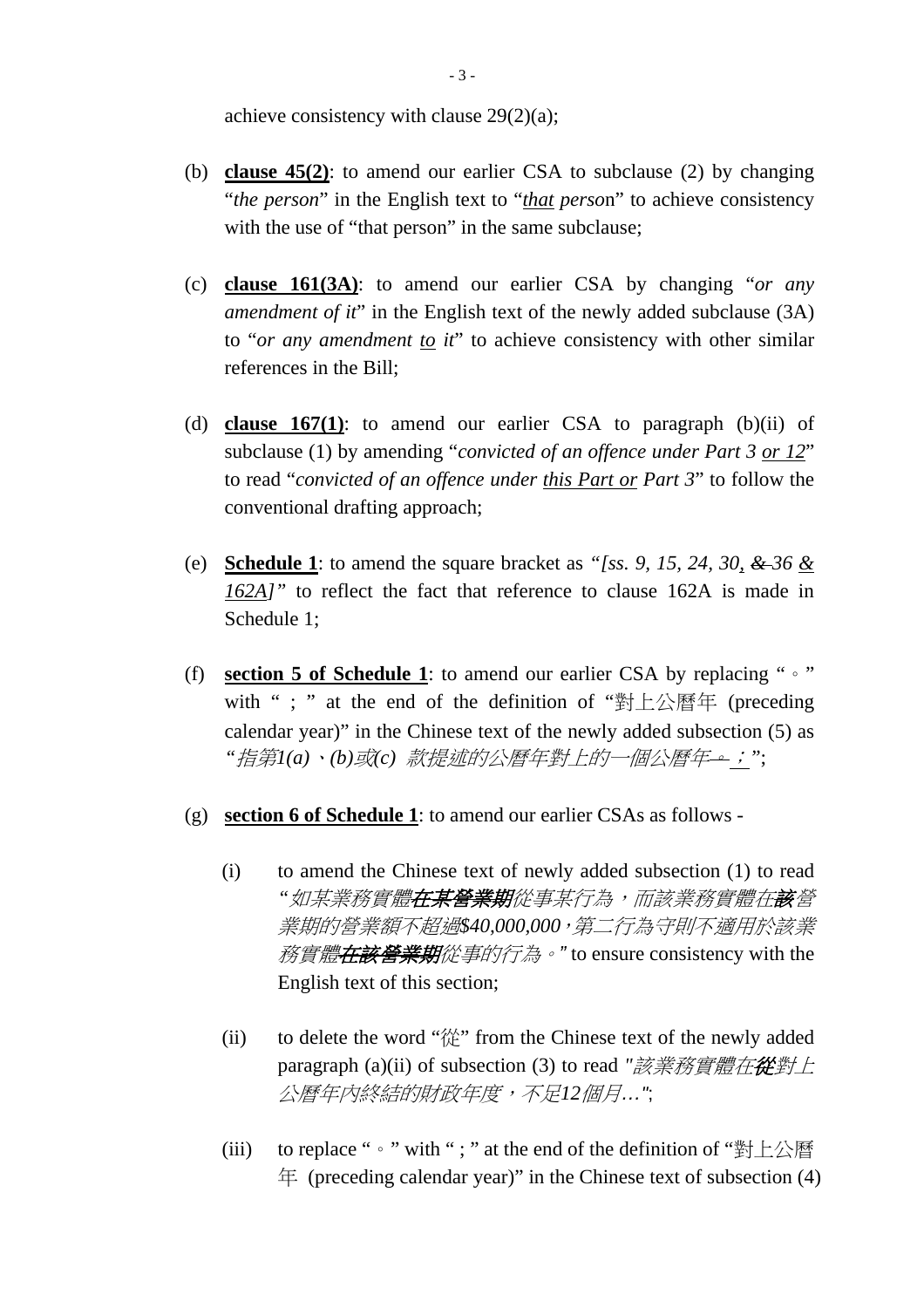achieve consistency with clause 29(2)(a);

(b) **clause 45(2)**: to amend our earlier CSA to subclause (2) by changing "*the person*" in the English text to "*that person*" to achieve consistency with the use of "that person" in the same subclause;

(c) **clause 161(3A)**: to amend our earlier CSA by changing "*or any amendment of it*" in the English text of the newly added subclause (3A) to "*or any amendment to it*" to achieve consistency with other similar references in the Bill;

(d) **clause 167(1)**: to amend our earlier CSA to paragraph (b)(ii) of subclause (1) by amending "*convicted of an offence under Part 3 or 12*" to read "*convicted of an offence under this Part or Part 3*" to follow the conventional drafting approach;

(e) **Schedule 1**: to amend the square bracket as *"[ss. 9, 15, 24, 30, ~~&~~ 36 & 162A]"* to reflect the fact that reference to clause 162A is made in Schedule 1;

(f) **section 5 of Schedule 1**: to amend our earlier CSA by replacing "。" with "；" at the end of the definition of "對上公曆年 (preceding calendar year)" in the Chinese text of the newly added subsection (5) as *"指第1(a)、(b)或(c) 款提述的公曆年對上的一個公曆年~~。~~；"*;

(g) **section 6 of Schedule 1**: to amend our earlier CSAs as follows -

   (i) to amend the Chinese text of newly added subsection (1) to read *"如某業務實體**在某營業期**從事某行為，而該業務實體在**該**營業期的營業額不超過$40,000,000，第二行為守則不適用於該業務實體**在該營業期**從事的行為。"* to ensure consistency with the English text of this section;

   (ii) to delete the word "從" from the Chinese text of the newly added paragraph (a)(ii) of subsection (3) to read *"該業務實體在~~**從**~~對上公曆年內終結的財政年度，不足12個月…"*;

   (iii) to replace "。" with "；" at the end of the definition of "對上公曆年 (preceding calendar year)" in the Chinese text of subsection (4)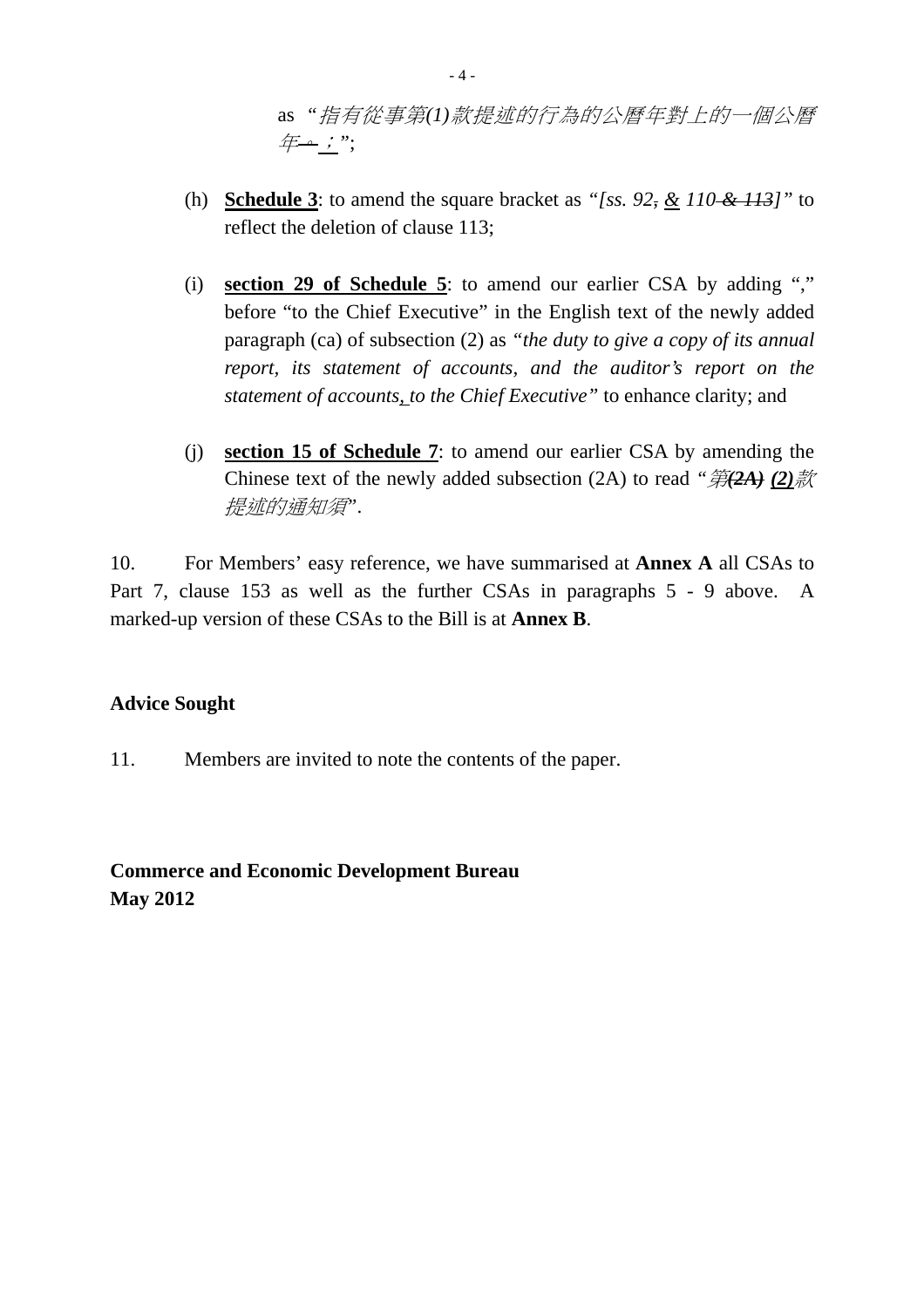as *"指有從事第(1)款提述的行為的公曆年對上的一個公曆年~~。~~；"*;

(h) **Schedule 3**: to amend the square bracket as *"[ss. 92~~,~~ & 110 ~~& 113~~]"* to reflect the deletion of clause 113;

(i) **section 29 of Schedule 5**: to amend our earlier CSA by adding "," before "to the Chief Executive" in the English text of the newly added paragraph (ca) of subsection (2) as *"the duty to give a copy of its annual report, its statement of accounts, and the auditor's report on the statement of accounts, to the Chief Executive"* to enhance clarity; and

(j) **section 15 of Schedule 7**: to amend our earlier CSA by amending the Chinese text of the newly added subsection (2A) to read *"第~~(2A)~~ (2)款提述的通知須"*.

10. For Members' easy reference, we have summarised at **Annex A** all CSAs to Part 7, clause 153 as well as the further CSAs in paragraphs 5 - 9 above. A marked-up version of these CSAs to the Bill is at **Annex B**.

**Advice Sought**

11. Members are invited to note the contents of the paper.

**Commerce and Economic Development Bureau**
**May 2012**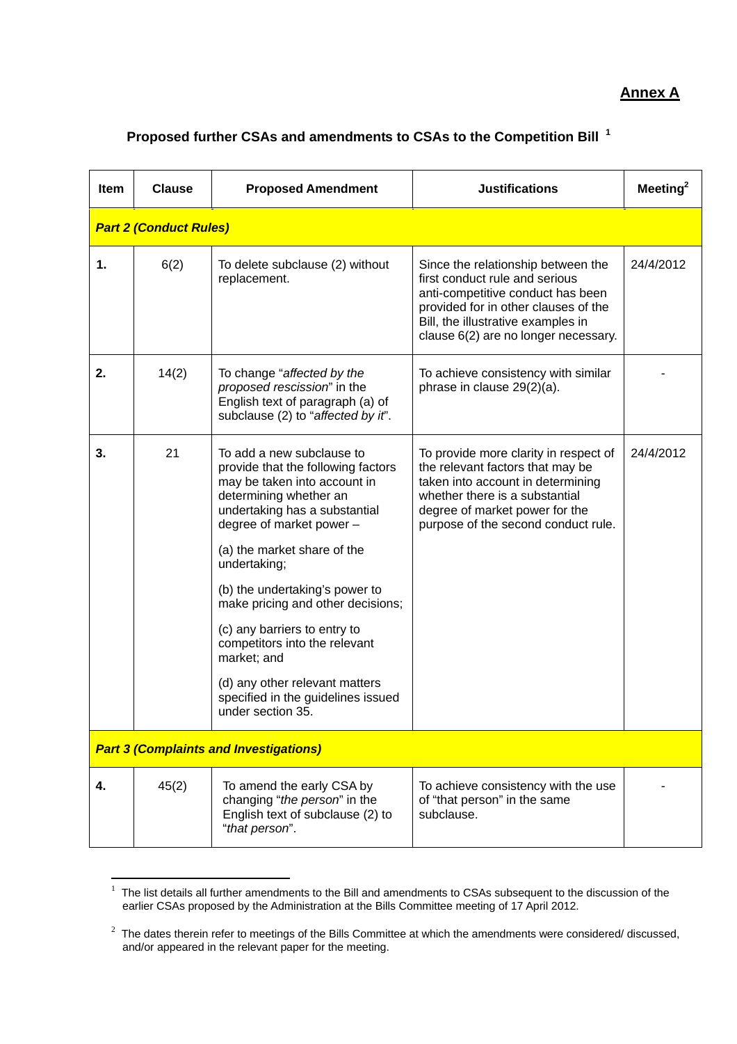**Annex A**

### Proposed further CSAs and amendments to CSAs to the Competition Bill [1]

| Item | Clause | Proposed Amendment | Justifications | Meeting[2] |
|---|---|---|---|---|
| ***Part 2 (Conduct Rules)*** | | | | |
| **1.** | 6(2) | To delete subclause (2) without replacement. | Since the relationship between the first conduct rule and serious anti-competitive conduct has been provided for in other clauses of the Bill, the illustrative examples in clause 6(2) are no longer necessary. | 24/4/2012 |
| **2.** | 14(2) | To change "*affected by the proposed rescission*" in the English text of paragraph (a) of subclause (2) to "*affected by it*". | To achieve consistency with similar phrase in clause 29(2)(a). | - |
| **3.** | 21 | To add a new subclause to provide that the following factors may be taken into account in determining whether an undertaking has a substantial degree of market power –<br><br>(a) the market share of the undertaking;<br><br>(b) the undertaking's power to make pricing and other decisions;<br><br>(c) any barriers to entry to competitors into the relevant market; and<br><br>(d) any other relevant matters specified in the guidelines issued under section 35. | To provide more clarity in respect of the relevant factors that may be taken into account in determining whether there is a substantial degree of market power for the purpose of the second conduct rule. | 24/4/2012 |
| ***Part 3 (Complaints and Investigations)*** | | | | |
| **4.** | 45(2) | To amend the early CSA by changing "*the person*" in the English text of subclause (2) to "*that person*". | To achieve consistency with the use of "that person" in the same subclause. | - |

[1] The list details all further amendments to the Bill and amendments to CSAs subsequent to the discussion of the earlier CSAs proposed by the Administration at the Bills Committee meeting of 17 April 2012.

[2] The dates therein refer to meetings of the Bills Committee at which the amendments were considered/ discussed, and/or appeared in the relevant paper for the meeting.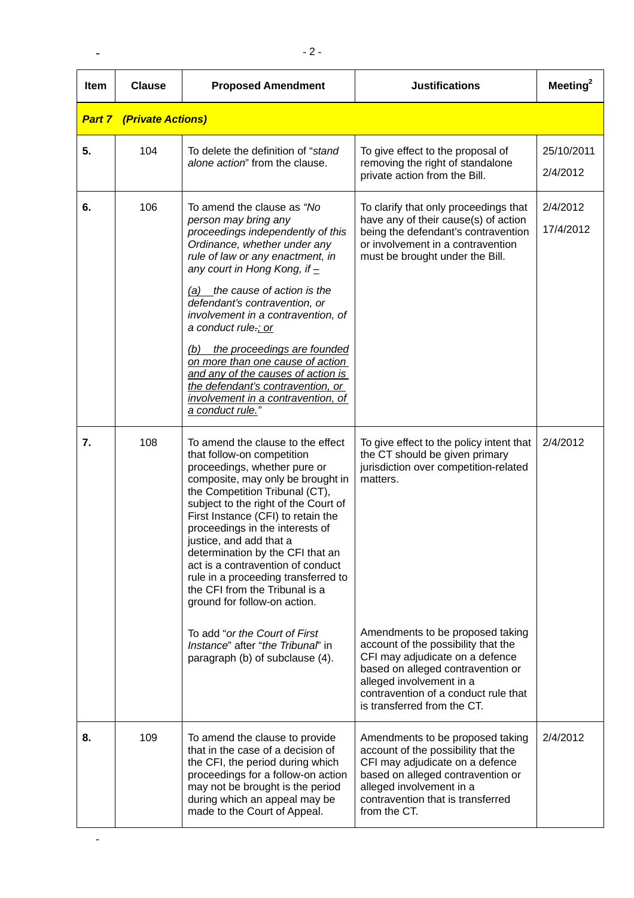| Item | Clause | Proposed Amendment | Justifications | Meeting[2] |
|---|---|---|---|---|
| ***Part 7*** | ***(Private Actions)*** | | | |
| **5.** | 104 | To delete the definition of "*stand alone action*" from the clause. | To give effect to the proposal of removing the right of standalone private action from the Bill. | 25/10/2011<br>2/4/2012 |
| **6.** | 106 | To amend the clause as *"No person may bring any proceedings independently of this Ordinance, whether under any rule of law or any enactment, in any court in Hong Kong, if –*<br><br>*(a) the cause of action is the defendant's contravention, or involvement in a contravention, of a conduct rule.; or*<br><br>*(b) the proceedings are founded on more than one cause of action and any of the causes of action is the defendant's contravention, or involvement in a contravention, of a conduct rule."* | To clarify that only proceedings that have any of their cause(s) of action being the defendant's contravention or involvement in a contravention must be brought under the Bill. | 2/4/2012<br>17/4/2012 |
| **7.** | 108 | To amend the clause to the effect that follow-on competition proceedings, whether pure or composite, may only be brought in the Competition Tribunal (CT), subject to the right of the Court of First Instance (CFI) to retain the proceedings in the interests of justice, and add that a determination by the CFI that an act is a contravention of conduct rule in a proceeding transferred to the CFI from the Tribunal is a ground for follow-on action.<br><br>To add "*or the Court of First Instance*" after "*the Tribunal*" in paragraph (b) of subclause (4). | To give effect to the policy intent that the CT should be given primary jurisdiction over competition-related matters.<br><br>Amendments to be proposed taking account of the possibility that the CFI may adjudicate on a defence based on alleged contravention or alleged involvement in a contravention of a conduct rule that is transferred from the CT. | 2/4/2012 |
| **8.** | 109 | To amend the clause to provide that in the case of a decision of the CFI, the period during which proceedings for a follow-on action may not be brought is the period during which an appeal may be made to the Court of Appeal. | Amendments to be proposed taking account of the possibility that the CFI may adjudicate on a defence based on alleged contravention or alleged involvement in a contravention that is transferred from the CT. | 2/4/2012 |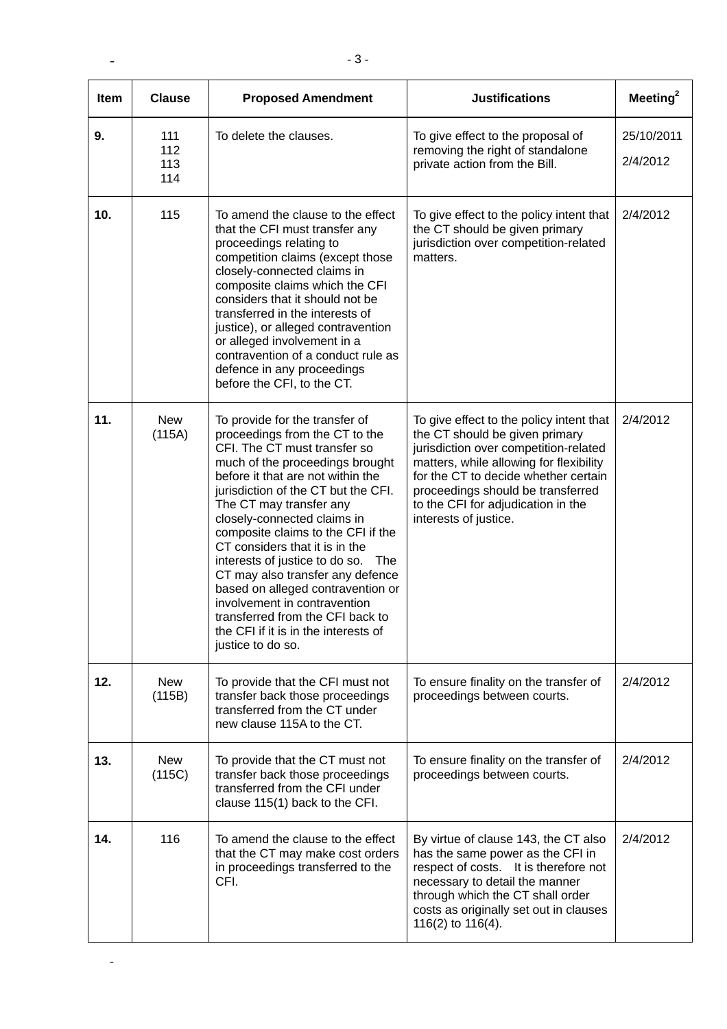| Item | Clause | Proposed Amendment | Justifications | Meeting[2] |
|---|---|---|---|---|
| 9. | 111 112 113 114 | To delete the clauses. | To give effect to the proposal of removing the right of standalone private action from the Bill. | 25/10/2011 2/4/2012 |
| 10. | 115 | To amend the clause to the effect that the CFI must transfer any proceedings relating to competition claims (except those closely-connected claims in composite claims which the CFI considers that it should not be transferred in the interests of justice), or alleged contravention or alleged involvement in a contravention of a conduct rule as defence in any proceedings before the CFI, to the CT. | To give effect to the policy intent that the CT should be given primary jurisdiction over competition-related matters. | 2/4/2012 |
| 11. | New (115A) | To provide for the transfer of proceedings from the CT to the CFI. The CT must transfer so much of the proceedings brought before it that are not within the jurisdiction of the CT but the CFI. The CT may transfer any closely-connected claims in composite claims to the CFI if the CT considers that it is in the interests of justice to do so. The CT may also transfer any defence based on alleged contravention or involvement in contravention transferred from the CFI back to the CFI if it is in the interests of justice to do so. | To give effect to the policy intent that the CT should be given primary jurisdiction over competition-related matters, while allowing for flexibility for the CT to decide whether certain proceedings should be transferred to the CFI for adjudication in the interests of justice. | 2/4/2012 |
| 12. | New (115B) | To provide that the CFI must not transfer back those proceedings transferred from the CT under new clause 115A to the CT. | To ensure finality on the transfer of proceedings between courts. | 2/4/2012 |
| 13. | New (115C) | To provide that the CT must not transfer back those proceedings transferred from the CFI under clause 115(1) back to the CFI. | To ensure finality on the transfer of proceedings between courts. | 2/4/2012 |
| 14. | 116 | To amend the clause to the effect that the CT may make cost orders in proceedings transferred to the CFI. | By virtue of clause 143, the CT also has the same power as the CFI in respect of costs. It is therefore not necessary to detail the manner through which the CT shall order costs as originally set out in clauses 116(2) to 116(4). | 2/4/2012 |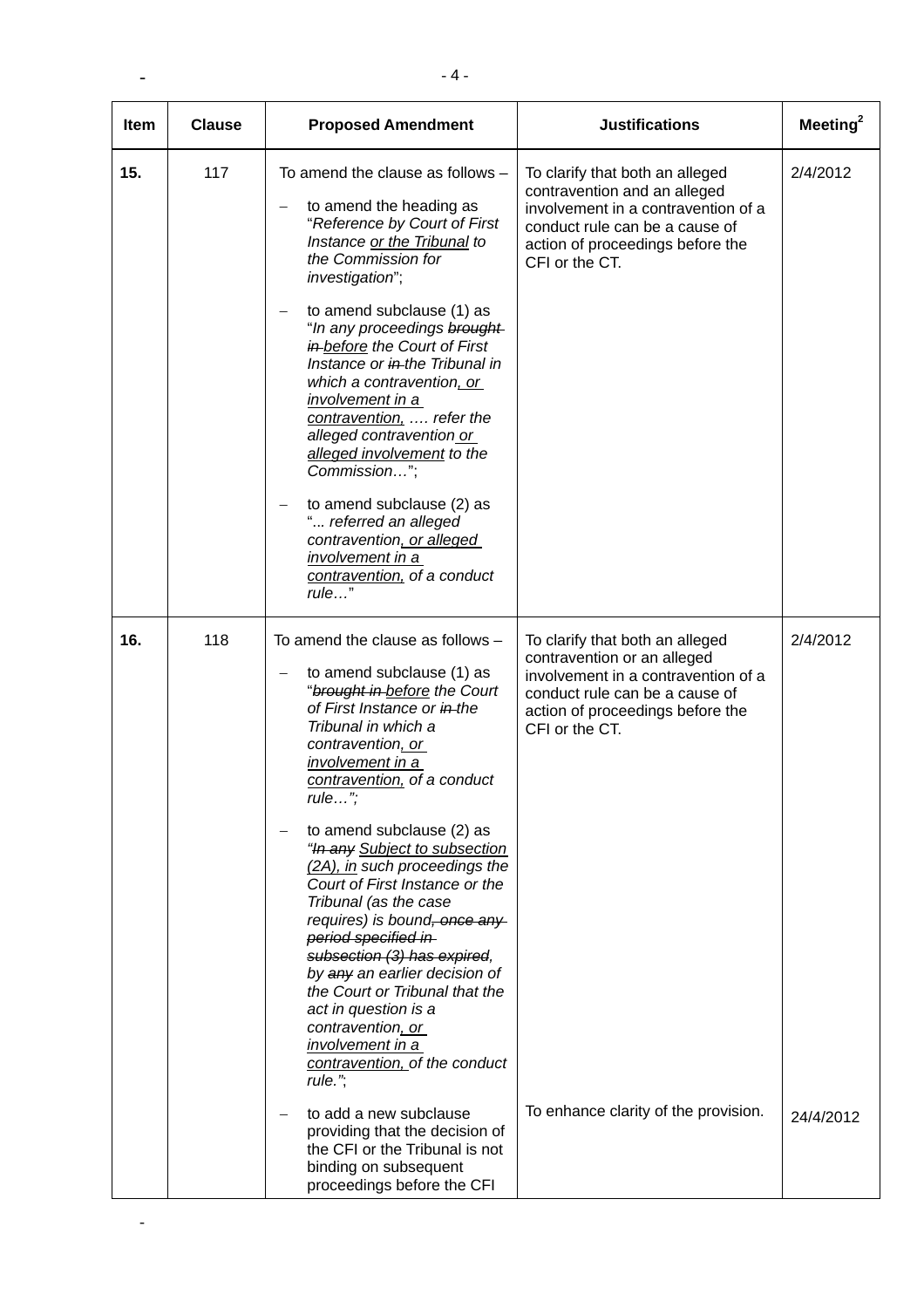| Item | Clause | Proposed Amendment | Justifications | Meeting[2] |
| --- | --- | --- | --- | --- |
| **15.** | 117 | To amend the clause as follows – <br>– to amend the heading as "*Reference by Court of First Instance <u>or the Tribunal</u> to the Commission for investigation*"; <br>– to amend subclause (1) as "*In any proceedings ~~brought in~~ <u>before</u> the Court of First Instance or ~~in~~ the Tribunal in which a contravention<u>, or involvement in a contravention,</u> …. refer the alleged contravention <u>or alleged involvement</u> to the Commission…*"; <br>– to amend subclause (2) as "*... referred an alleged contravention<u>, or alleged involvement in a contravention,</u> of a conduct rule…*" | To clarify that both an alleged contravention and an alleged involvement in a contravention of a conduct rule can be a cause of action of proceedings before the CFI or the CT. | 2/4/2012 |
| **16.** | 118 | To amend the clause as follows – <br>– to amend subclause (1) as "*~~brought in~~ <u>before</u> the Court of First Instance or ~~in~~ the Tribunal in which a contravention<u>, or involvement in a contravention,</u> of a conduct rule…";* <br>– to amend subclause (2) as *"~~In any~~ <u>Subject to subsection (2A), in</u> such proceedings the Court of First Instance or the Tribunal (as the case requires) is bound~~, once any period specified in subsection (3) has expired~~, by ~~any~~ an earlier decision of the Court or Tribunal that the act in question is a contravention<u>, or involvement in a contravention,</u> of the conduct rule."*; <br>– to add a new subclause providing that the decision of the CFI or the Tribunal is not binding on subsequent proceedings before the CFI | To clarify that both an alleged contravention or an alleged involvement in a contravention of a conduct rule can be a cause of action of proceedings before the CFI or the CT. <br><br>To enhance clarity of the provision. | 2/4/2012 <br><br>24/4/2012 |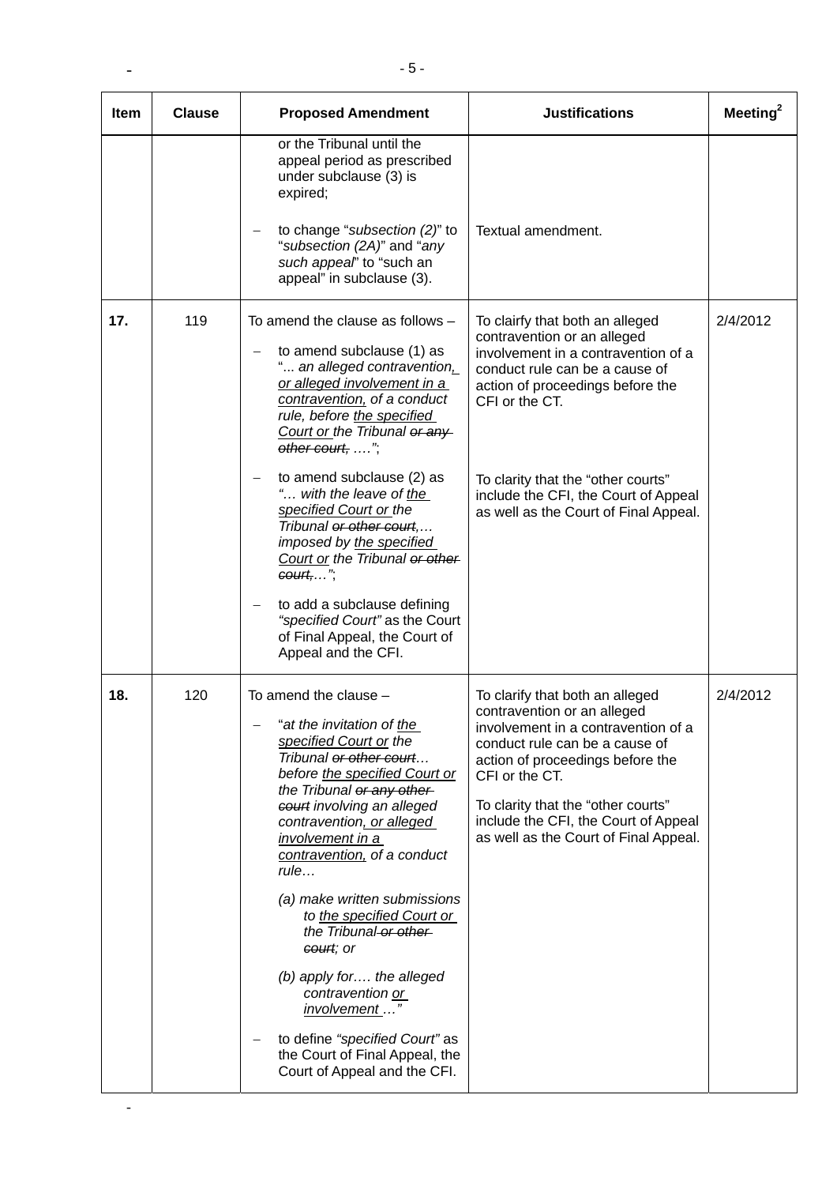| Item | Clause | Proposed Amendment | Justifications | Meeting[2] |
|---|---|---|---|---|
| | | or the Tribunal until the appeal period as prescribed under subclause (3) is expired;<br><br>– to change "*subsection (2)*" to "*subsection (2A)*" and "*any such appeal*" to "such an appeal" in subclause (3). | <br><br>Textual amendment. | |
| **17.** | 119 | To amend the clause as follows –<br><br>– to amend subclause (1) as "*... an alleged contravention, or alleged involvement in a contravention, of a conduct rule, before the specified Court or the Tribunal ~~or any other court,~~ ….*";<br><br>– to amend subclause (2) as "*… with the leave of the specified Court or the Tribunal ~~or other court,~~… imposed by the specified Court or the Tribunal ~~or other court,~~…*";<br><br>– to add a subclause defining *"specified Court"* as the Court of Final Appeal, the Court of Appeal and the CFI. | To clairfy that both an alleged contravention or an alleged involvement in a contravention of a conduct rule can be a cause of action of proceedings before the CFI or the CT.<br><br>To clarity that the "other courts" include the CFI, the Court of Appeal as well as the Court of Final Appeal. | 2/4/2012 |
| **18.** | 120 | To amend the clause –<br><br>– "*at the invitation of the specified Court or the Tribunal ~~or other court~~… before the specified Court or the Tribunal ~~or any other court~~ involving an alleged contravention, or alleged involvement in a contravention, of a conduct rule…*<br><br>*(a) make written submissions to the specified Court or the Tribunal ~~or other court~~; or*<br><br>*(b) apply for…. the alleged contravention or involvement …"*<br><br>– to define *"specified Court"* as the Court of Final Appeal, the Court of Appeal and the CFI. | To clarify that both an alleged contravention or an alleged involvement in a contravention of a conduct rule can be a cause of action of proceedings before the CFI or the CT.<br><br>To clarity that the "other courts" include the CFI, the Court of Appeal as well as the Court of Final Appeal. | 2/4/2012 |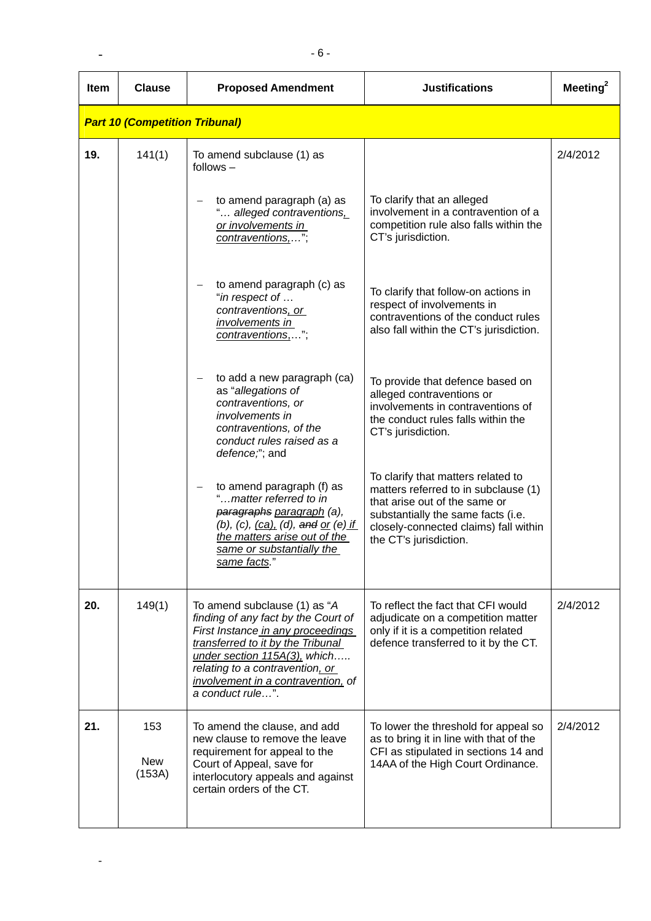| Item | Clause | Proposed Amendment | Justifications | Meeting[2] |
|---|---|---|---|---|
| ***Part 10 (Competition Tribunal)*** | | | | |
| **19.** | 141(1) | To amend subclause (1) as follows –<br><br>– to amend paragraph (a) as "*… alleged contraventions, or involvements in contraventions,…*";<br><br>– to amend paragraph (c) as "*in respect of … contraventions, or involvements in contraventions,…*";<br><br>– to add a new paragraph (ca) as "*allegations of contraventions, or involvements in contraventions, of the conduct rules raised as a defence;*"; and<br><br>– to amend paragraph (f) as "*…matter referred to in ~~paragraphs~~ paragraph (a), (b), (c), (ca), (d), ~~and~~ or (e) if the matters arise out of the same or substantially the same facts.*" | To clarify that an alleged involvement in a contravention of a competition rule also falls within the CT's jurisdiction.<br><br>To clarify that follow-on actions in respect of involvements in contraventions of the conduct rules also fall within the CT's jurisdiction.<br><br>To provide that defence based on alleged contraventions or involvements in contraventions of the conduct rules falls within the CT's jurisdiction.<br><br>To clarify that matters related to matters referred to in subclause (1) that arise out of the same or substantially the same facts (i.e. closely-connected claims) fall within the CT's jurisdiction. | 2/4/2012 |
| **20.** | 149(1) | To amend subclause (1) as "*A finding of any fact by the Court of First Instance in any proceedings transferred to it by the Tribunal under section 115A(3), which….. relating to a contravention, or involvement in a contravention, of a conduct rule…*". | To reflect the fact that CFI would adjudicate on a competition matter only if it is a competition related defence transferred to it by the CT. | 2/4/2012 |
| **21.** | 153<br><br>New (153A) | To amend the clause, and add new clause to remove the leave requirement for appeal to the Court of Appeal, save for interlocutory appeals and against certain orders of the CT. | To lower the threshold for appeal so as to bring it in line with that of the CFI as stipulated in sections 14 and 14AA of the High Court Ordinance. | 2/4/2012 |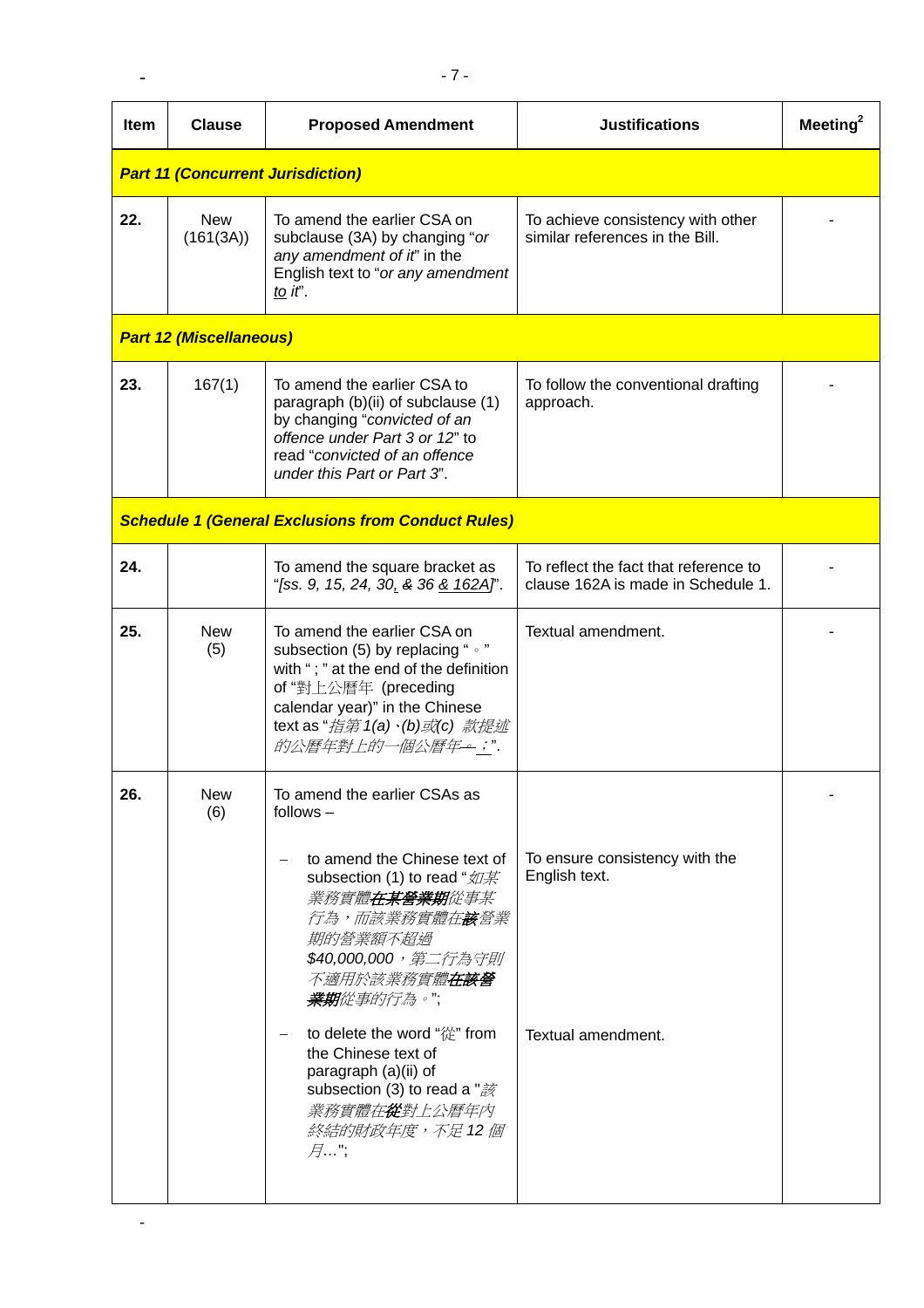| Item | Clause | Proposed Amendment | Justifications | Meeting[2] |
|---|---|---|---|---|
| ***Part 11 (Concurrent Jurisdiction)*** | | | | |
| **22.** | New (161(3A)) | To amend the earlier CSA on subclause (3A) by changing "*or any amendment of it*" in the English text to "*or any amendment <u>to</u> it*". | To achieve consistency with other similar references in the Bill. | - |
| ***Part 12 (Miscellaneous)*** | | | | |
| **23.** | 167(1) | To amend the earlier CSA to paragraph (b)(ii) of subclause (1) by changing "*convicted of an offence under Part 3 or 12*" to read "*convicted of an offence under this Part or Part 3*". | To follow the conventional drafting approach. | - |
| ***Schedule 1 (General Exclusions from Conduct Rules)*** | | | | |
| **24.** | | To amend the square bracket as "*[ss. 9, 15, 24, 30<u>,</u> ~~&~~ 36 <u>& 162A</u>]*". | To reflect the fact that reference to clause 162A is made in Schedule 1. | - |
| **25.** | New (5) | To amend the earlier CSA on subsection (5) by replacing "。" with "；" at the end of the definition of "對上公曆年 (preceding calendar year)" in the Chinese text as "*指第1(a)、(b)或(c) 款提述的公曆年對上的一個公曆年~~。~~<u>；</u>*". | Textual amendment. | - |
| **26.** | New (6) | To amend the earlier CSAs as follows –<br><br>– to amend the Chinese text of subsection (1) to read "*如某業務實體**在某營業期**從事某行為，而該業務實體在**該**營業期的營業額不超過 $40,000,000，第二行為守則不適用於該業務實體**在該營業期**從事的行為。*";<br><br>– to delete the word "從" from the Chinese text of paragraph (a)(ii) of subsection (3) to read a "*該業務實體在~~從~~對上公曆年內終結的財政年度，不足 12 個月…*"; | <br><br>To ensure consistency with the English text.<br><br><br><br><br><br><br>Textual amendment. | - |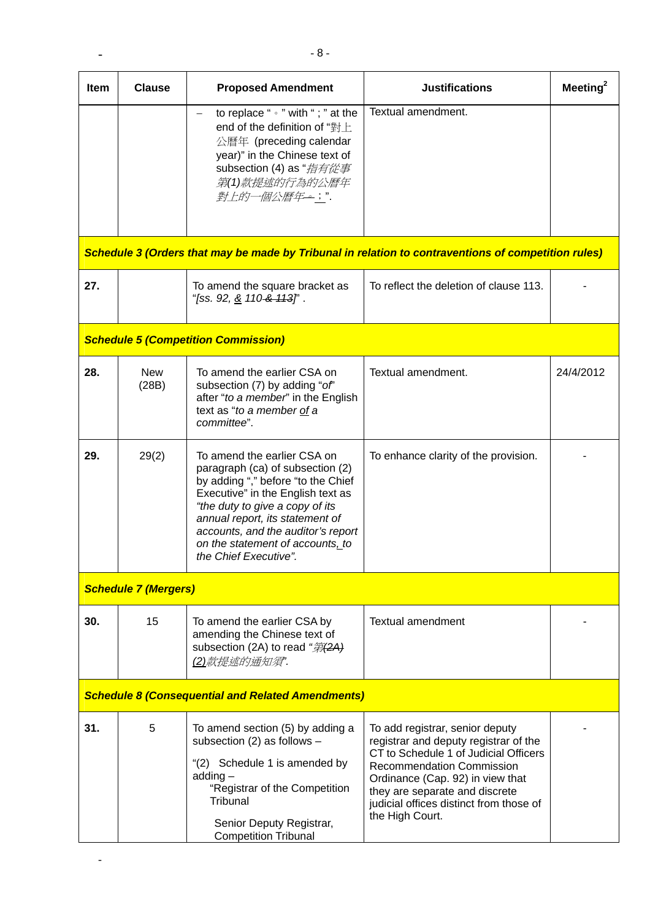| Item | Clause | Proposed Amendment | Justifications | Meeting[2] |
|---|---|---|---|---|
| | | – to replace "。" with "；" at the end of the definition of "對上公曆年 (preceding calendar year)" in the Chinese text of subsection (4) as "*指有從事第(1)款提述的行為的公曆年對上的一個公曆年~~。~~<u>；</u>*". | Textual amendment. | |
| ***Schedule 3 (Orders that may be made by Tribunal in relation to contraventions of competition rules)*** | | | | |
| **27.** | | To amend the square bracket as "*[ss. 92, <u>&</u> 110 ~~& 113~~]*" . | To reflect the deletion of clause 113. | - |
| ***Schedule 5 (Competition Commission)*** | | | | |
| **28.** | New (28B) | To amend the earlier CSA on subsection (7) by adding "*of*" after "*to a member*" in the English text as "*to a member <u>of</u> a committee*". | Textual amendment. | 24/4/2012 |
| **29.** | 29(2) | To amend the earlier CSA on paragraph (ca) of subsection (2) by adding "," before "to the Chief Executive" in the English text as *"the duty to give a copy of its annual report, its statement of accounts, and the auditor's report on the statement of accounts<u>,</u> to the Chief Executive".* | To enhance clarity of the provision. | - |
| ***Schedule 7 (Mergers)*** | | | | |
| **30.** | 15 | To amend the earlier CSA by amending the Chinese text of subsection (2A) to read "*第~~(2A)~~<u>(2)</u>款提述的通知須*". | Textual amendment | - |
| ***Schedule 8 (Consequential and Related Amendments)*** | | | | |
| **31.** | 5 | To amend section (5) by adding a subsection (2) as follows –<br><br>"(2) Schedule 1 is amended by adding –<br>"Registrar of the Competition Tribunal<br><br>Senior Deputy Registrar, Competition Tribunal | To add registrar, senior deputy registrar and deputy registrar of the CT to Schedule 1 of Judicial Officers Recommendation Commission Ordinance (Cap. 92) in view that they are separate and discrete judicial offices distinct from those of the High Court. | - |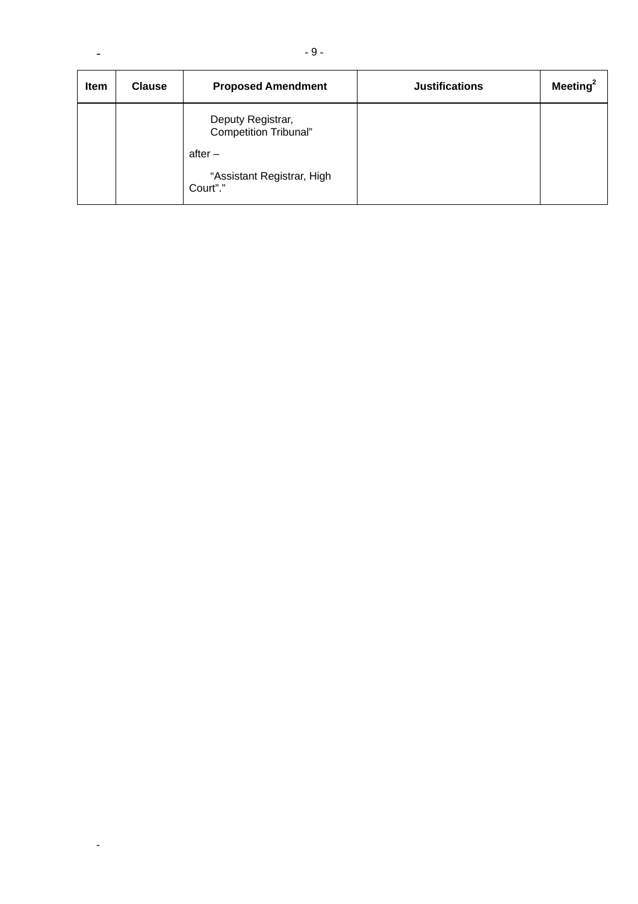| Item | Clause | Proposed Amendment | Justifications | Meeting[2] |
|---|---|---|---|---|
| | | Deputy Registrar, Competition Tribunal"<br><br>after –<br><br>"Assistant Registrar, High Court"." | | |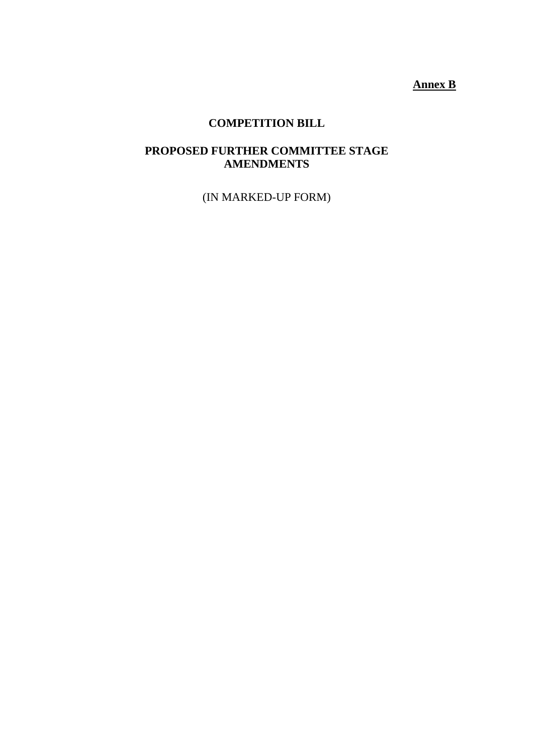**<u>Annex B</u>**

# COMPETITION BILL

## PROPOSED FURTHER COMMITTEE STAGE AMENDMENTS

(IN MARKED-UP FORM)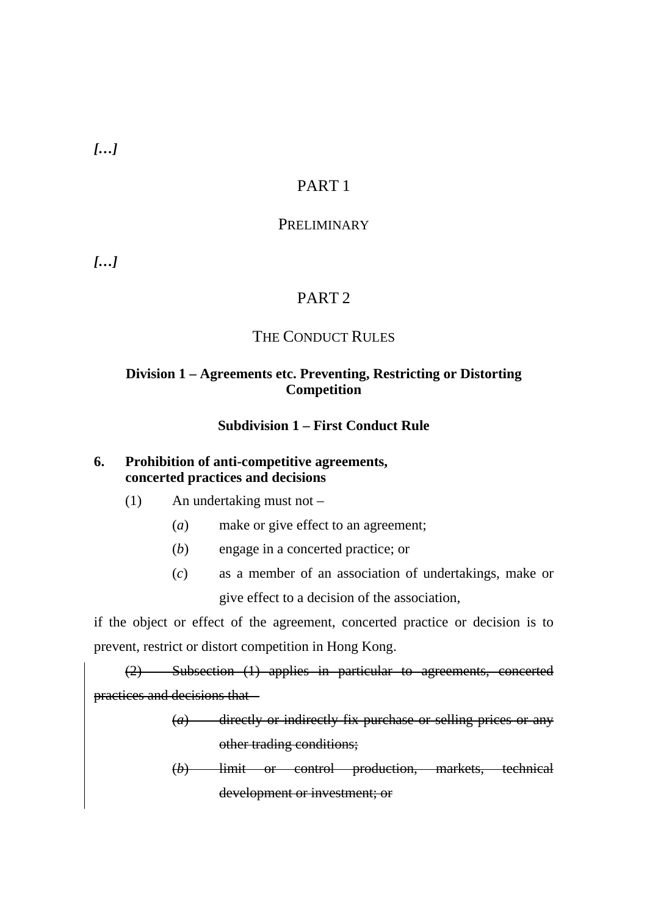***[…]***

# PART 1

## PRELIMINARY

***[…]***

# PART 2

## THE CONDUCT RULES

### Division 1 – Agreements etc. Preventing, Restricting or Distorting Competition

#### Subdivision 1 – First Conduct Rule

**6. Prohibition of anti-competitive agreements, concerted practices and decisions**

(1) An undertaking must not –

(*a*) make or give effect to an agreement;

(*b*) engage in a concerted practice; or

(*c*) as a member of an association of undertakings, make or give effect to a decision of the association,

if the object or effect of the agreement, concerted practice or decision is to prevent, restrict or distort competition in Hong Kong.

~~(2) Subsection (1) applies in particular to agreements, concerted practices and decisions that –~~

~~(*a*) directly or indirectly fix purchase or selling prices or any other trading conditions;~~

~~(*b*) limit or control production, markets, technical development or investment; or~~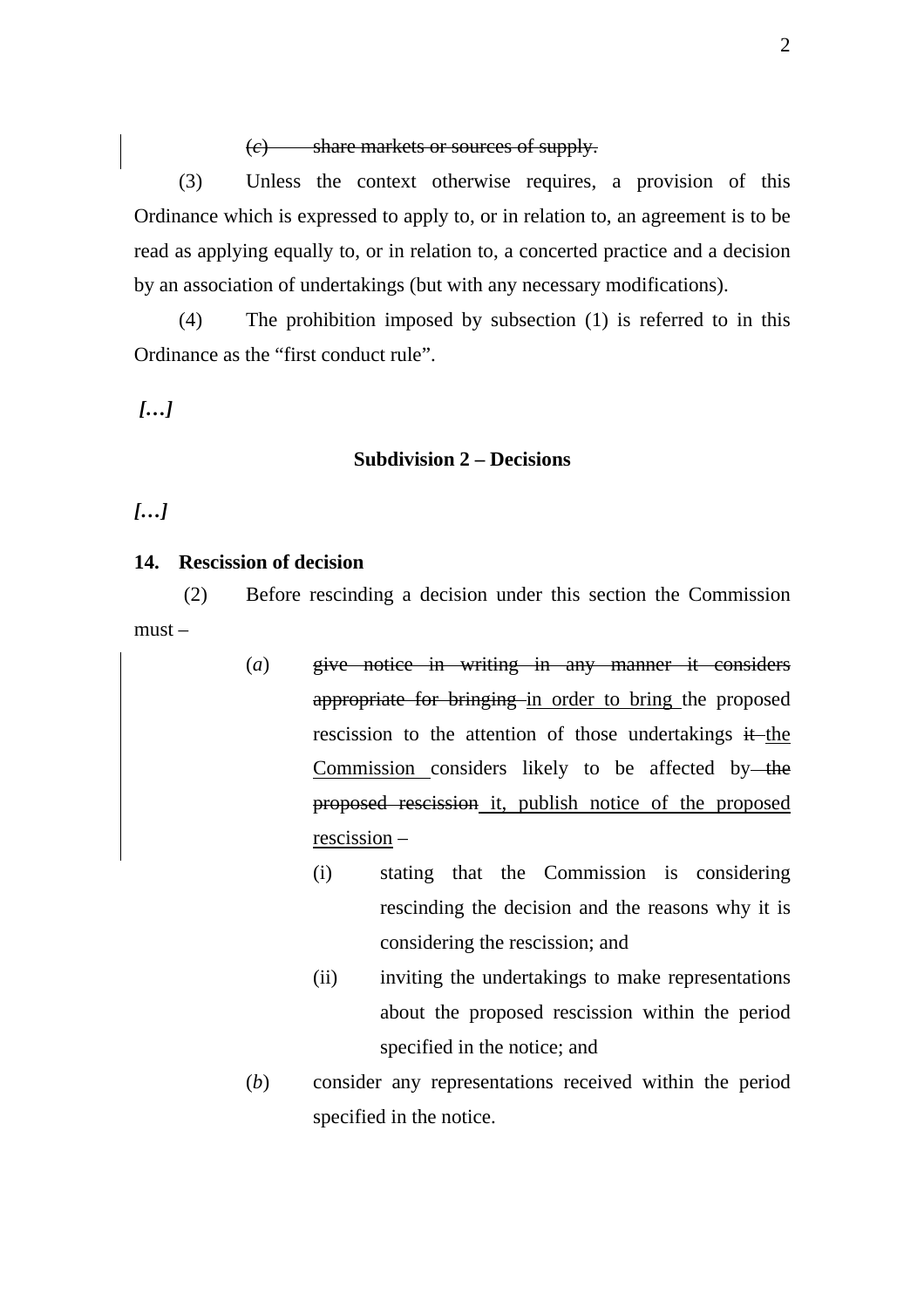(*c*) ~~share markets or sources of supply.~~

(3) Unless the context otherwise requires, a provision of this Ordinance which is expressed to apply to, or in relation to, an agreement is to be read as applying equally to, or in relation to, a concerted practice and a decision by an association of undertakings (but with any necessary modifications).

(4) The prohibition imposed by subsection (1) is referred to in this Ordinance as the “first conduct rule”.

***[…]***

**Subdivision 2 – Decisions**

***[…]***

**14. Rescission of decision**

(2) Before rescinding a decision under this section the Commission must –

(*a*) ~~give notice in writing in any manner it considers appropriate for bringing~~ <u>in order to bring</u> the proposed rescission to the attention of those undertakings ~~it~~ <u>the Commission</u> considers likely to be affected by ~~the proposed rescission~~ <u>it, publish notice of the proposed rescission</u> –

(i) stating that the Commission is considering rescinding the decision and the reasons why it is considering the rescission; and

(ii) inviting the undertakings to make representations about the proposed rescission within the period specified in the notice; and

(*b*) consider any representations received within the period specified in the notice.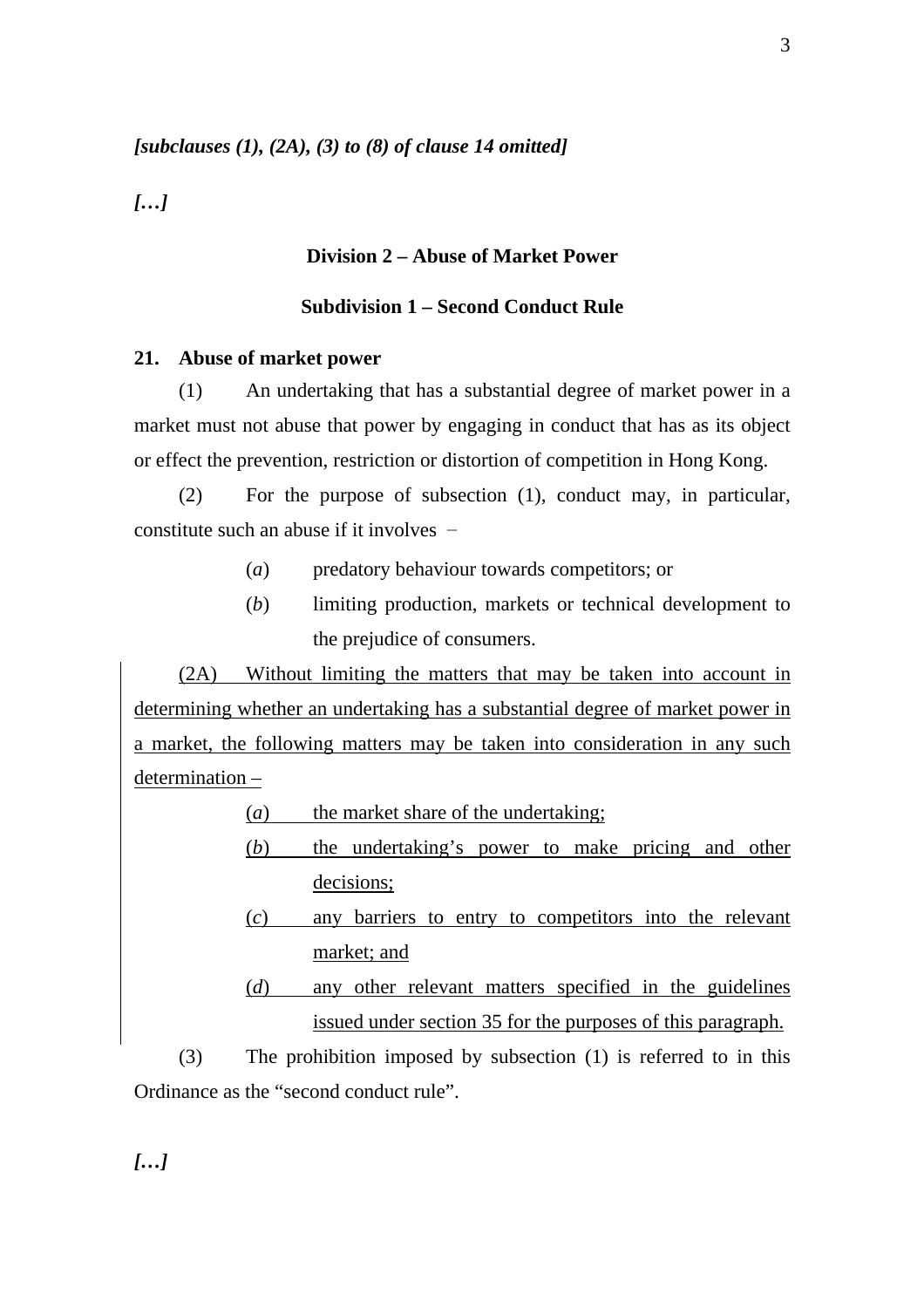***[subclauses (1), (2A), (3) to (8) of clause 14 omitted]***

***[…]***

## Division 2 – Abuse of Market Power

### Subdivision 1 – Second Conduct Rule

**21. Abuse of market power**

(1) An undertaking that has a substantial degree of market power in a market must not abuse that power by engaging in conduct that has as its object or effect the prevention, restriction or distortion of competition in Hong Kong.

(2) For the purpose of subsection (1), conduct may, in particular, constitute such an abuse if it involves −

(*a*) predatory behaviour towards competitors; or

(*b*) limiting production, markets or technical development to the prejudice of consumers.

<u>(2A) Without limiting the matters that may be taken into account in determining whether an undertaking has a substantial degree of market power in a market, the following matters may be taken into consideration in any such determination –</u>

<u>(*a*) the market share of the undertaking;</u>

<u>(*b*) the undertaking's power to make pricing and other decisions;</u>

<u>(*c*) any barriers to entry to competitors into the relevant market; and</u>

<u>(*d*) any other relevant matters specified in the guidelines issued under section 35 for the purposes of this paragraph.</u>

(3) The prohibition imposed by subsection (1) is referred to in this Ordinance as the "second conduct rule".

***[…]***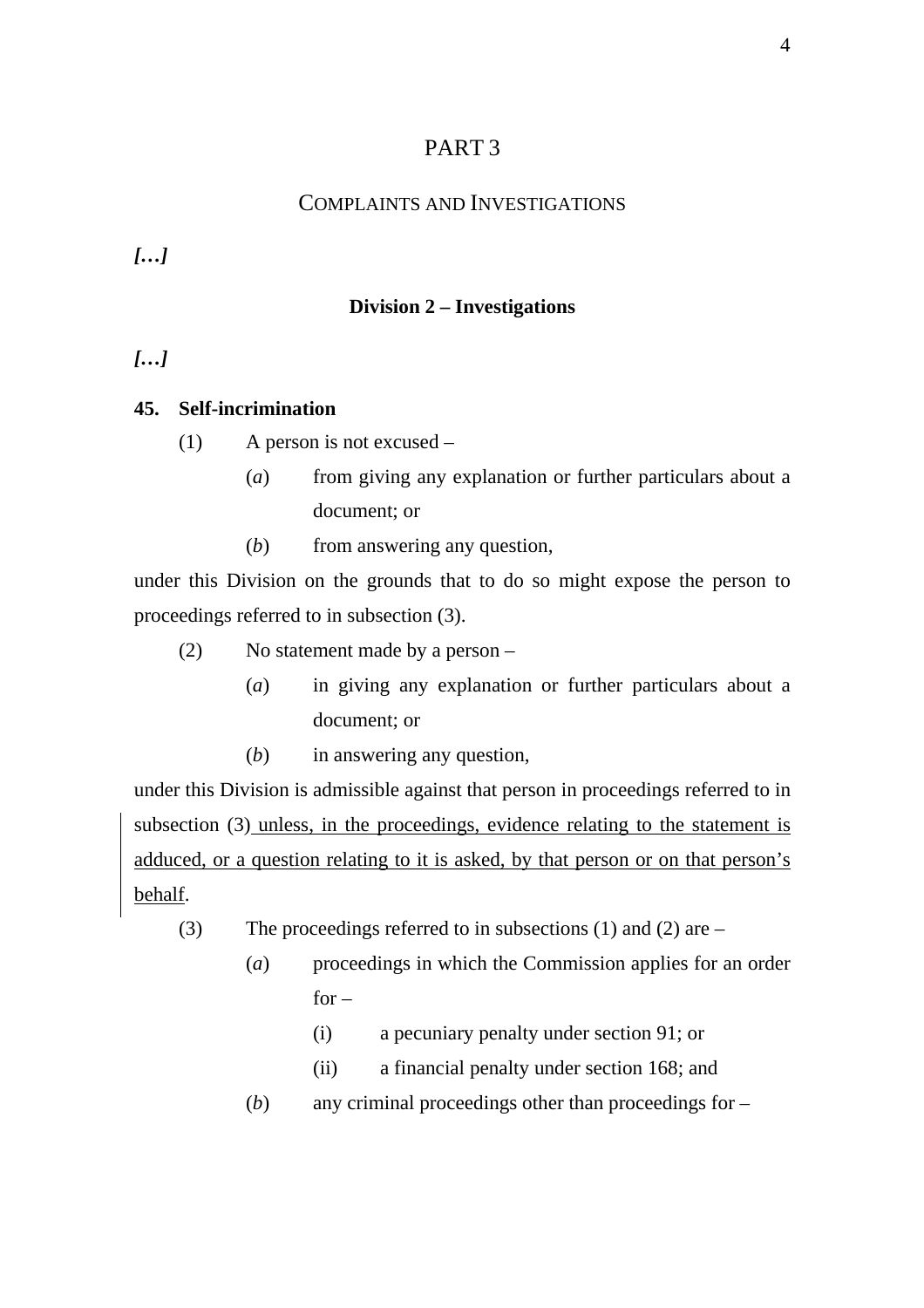PART 3

COMPLAINTS AND INVESTIGATIONS

***[…]***

**Division 2 – Investigations**

***[…]***

**45. Self-incrimination**

(1) A person is not excused –

(*a*) from giving any explanation or further particulars about a document; or

(*b*) from answering any question,

under this Division on the grounds that to do so might expose the person to proceedings referred to in subsection (3).

(2) No statement made by a person –

(*a*) in giving any explanation or further particulars about a document; or

(*b*) in answering any question,

under this Division is admissible against that person in proceedings referred to in subsection (3) unless, in the proceedings, evidence relating to the statement is adduced, or a question relating to it is asked, by that person or on that person's behalf.

(3) The proceedings referred to in subsections (1) and (2) are –

(*a*) proceedings in which the Commission applies for an order for –

(i) a pecuniary penalty under section 91; or

(ii) a financial penalty under section 168; and

(*b*) any criminal proceedings other than proceedings for –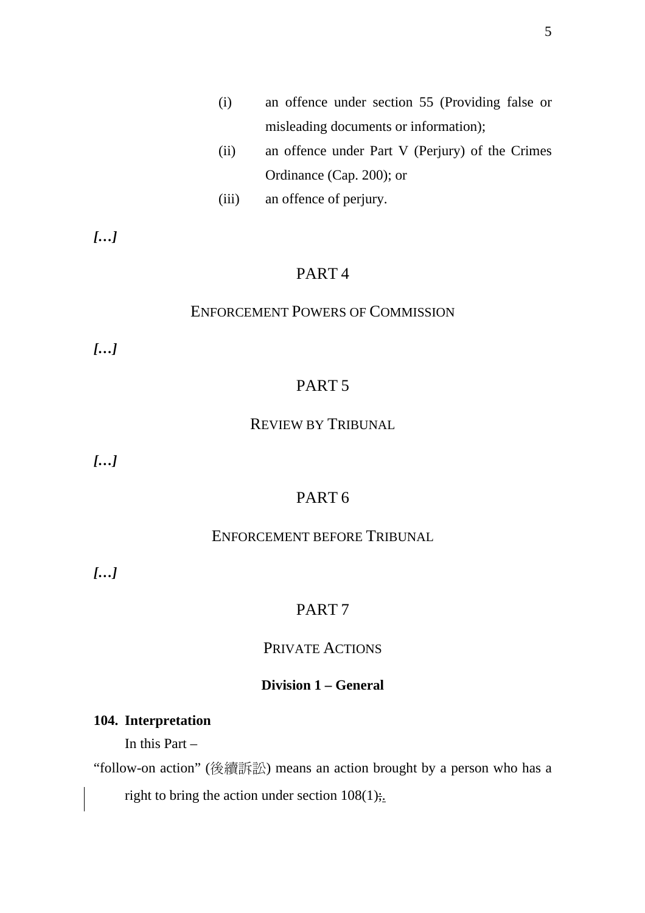(i) an offence under section 55 (Providing false or misleading documents or information);

(ii) an offence under Part V (Perjury) of the Crimes Ordinance (Cap. 200); or

(iii) an offence of perjury.

***[…]***

# PART 4

## ENFORCEMENT POWERS OF COMMISSION

***[…]***

# PART 5

## REVIEW BY TRIBUNAL

***[…]***

# PART 6

## ENFORCEMENT BEFORE TRIBUNAL

***[…]***

# PART 7

## PRIVATE ACTIONS

### Division 1 – General

**104. Interpretation**

In this Part –

"follow-on action" (後續訴訟) means an action brought by a person who has a right to bring the action under section 108(1);.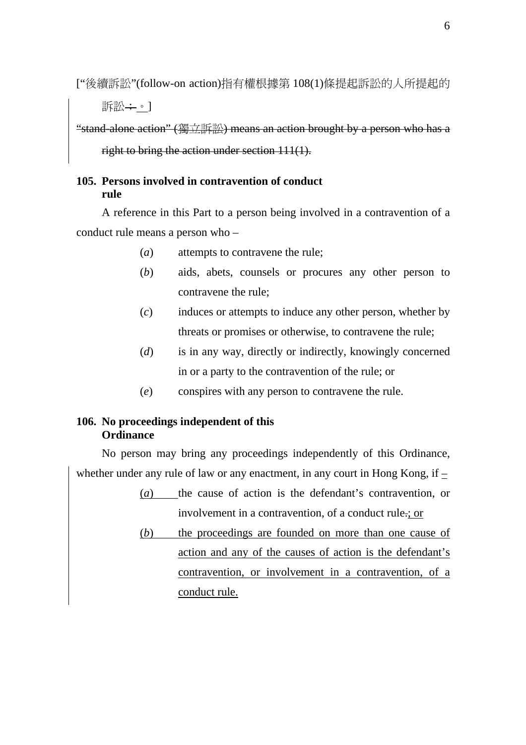[“後續訴訟”(follow-on action)指有權根據第 108(1)條提起訴訟的人所提起的訴訟；。]

~~“stand-alone action” (獨立訴訟) means an action brought by a person who has a right to bring the action under section 111(1).~~

**105. Persons involved in contravention of conduct rule**

A reference in this Part to a person being involved in a contravention of a conduct rule means a person who –

(*a*) attempts to contravene the rule;

(*b*) aids, abets, counsels or procures any other person to contravene the rule;

(*c*) induces or attempts to induce any other person, whether by threats or promises or otherwise, to contravene the rule;

(*d*) is in any way, directly or indirectly, knowingly concerned in or a party to the contravention of the rule; or

(*e*) conspires with any person to contravene the rule.

**106. No proceedings independent of this Ordinance**

No person may bring any proceedings independently of this Ordinance, whether under any rule of law or any enactment, in any court in Hong Kong, if –

(*a*) the cause of action is the defendant’s contravention, or involvement in a contravention, of a conduct rule.; or

(*b*) the proceedings are founded on more than one cause of action and any of the causes of action is the defendant’s contravention, or involvement in a contravention, of a conduct rule.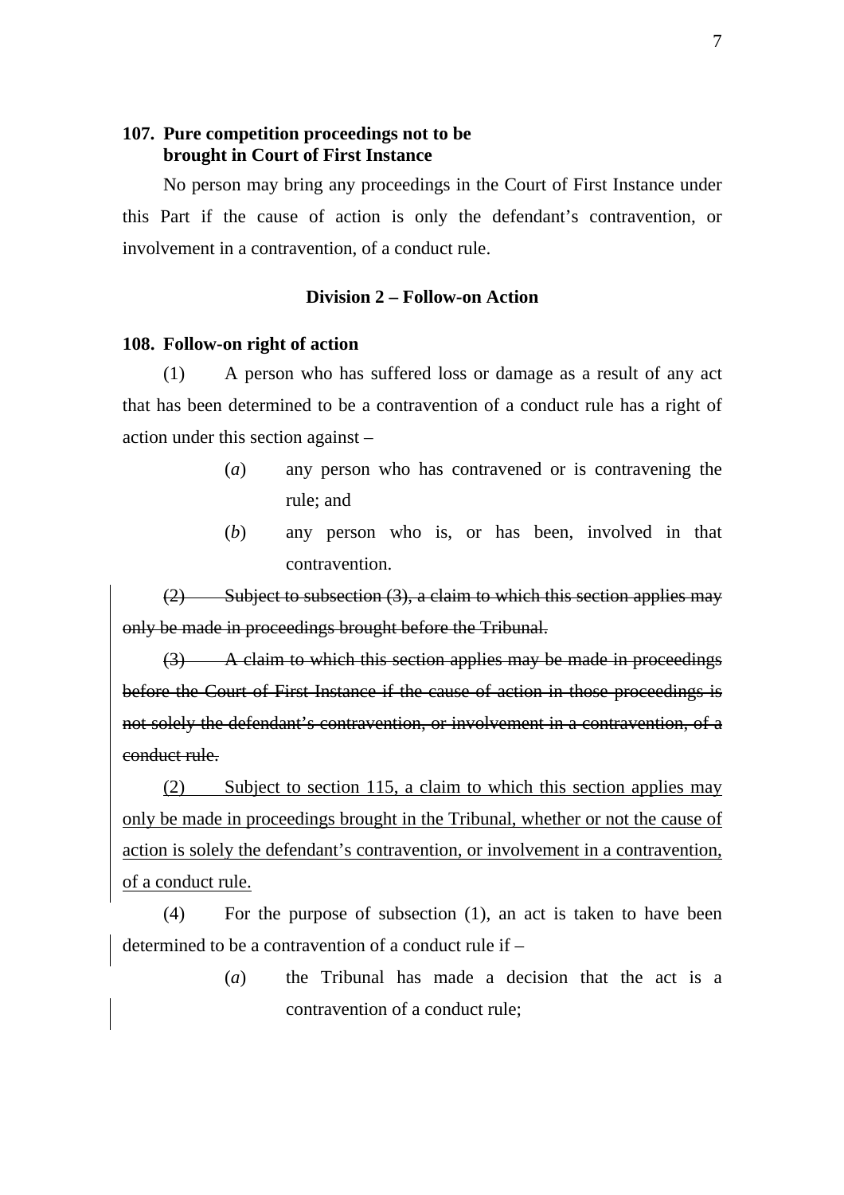**107. Pure competition proceedings not to be brought in Court of First Instance**

No person may bring any proceedings in the Court of First Instance under this Part if the cause of action is only the defendant's contravention, or involvement in a contravention, of a conduct rule.

**Division 2 – Follow-on Action**

**108. Follow-on right of action**

(1) A person who has suffered loss or damage as a result of any act that has been determined to be a contravention of a conduct rule has a right of action under this section against –

(*a*) any person who has contravened or is contravening the rule; and

(*b*) any person who is, or has been, involved in that contravention.

~~(2) Subject to subsection (3), a claim to which this section applies may only be made in proceedings brought before the Tribunal.~~

~~(3) A claim to which this section applies may be made in proceedings before the Court of First Instance if the cause of action in those proceedings is not solely the defendant's contravention, or involvement in a contravention, of a conduct rule.~~

<u>(2) Subject to section 115, a claim to which this section applies may only be made in proceedings brought in the Tribunal, whether or not the cause of action is solely the defendant's contravention, or involvement in a contravention, of a conduct rule.</u>

(4) For the purpose of subsection (1), an act is taken to have been determined to be a contravention of a conduct rule if –

(*a*) the Tribunal has made a decision that the act is a contravention of a conduct rule;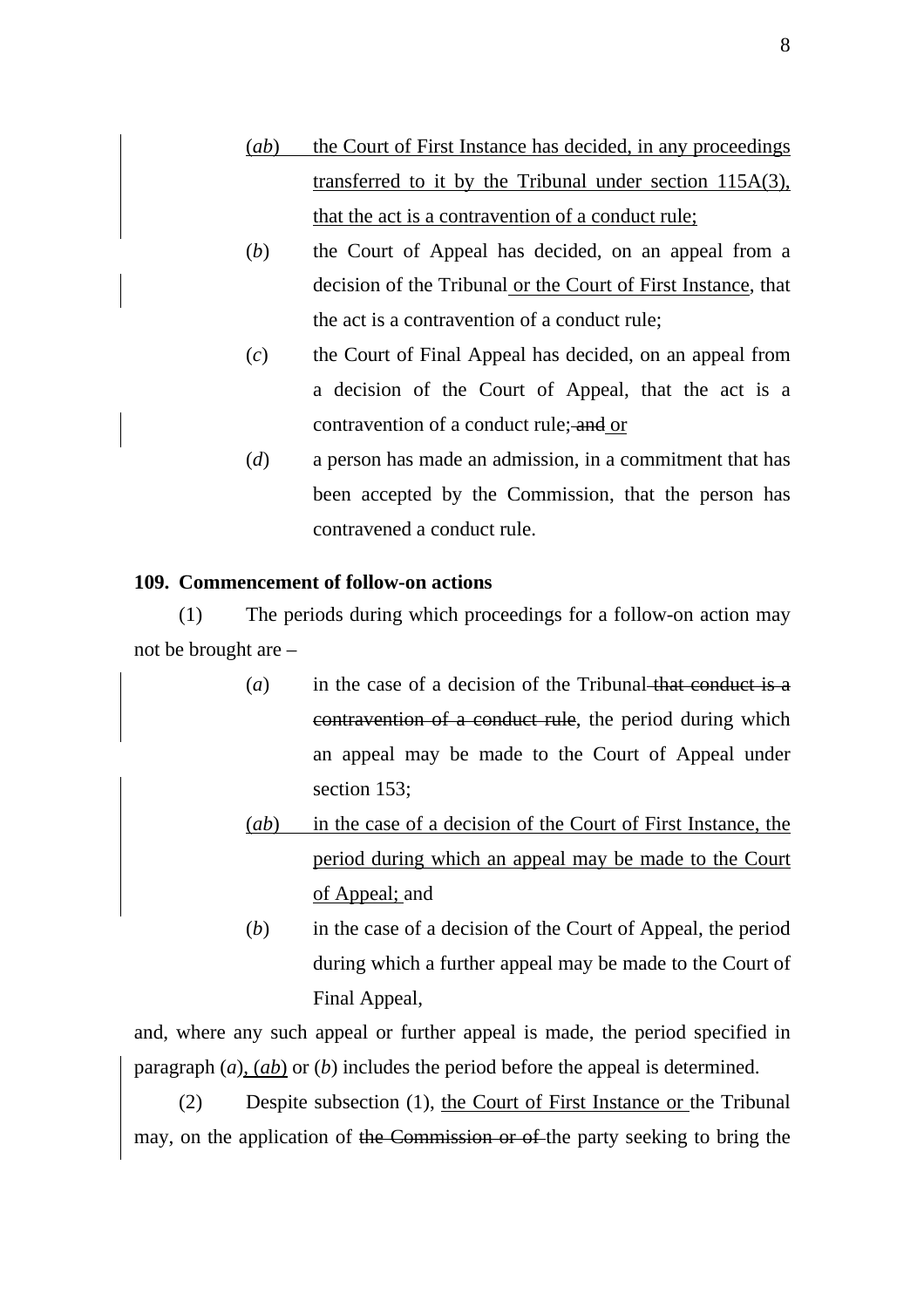(*ab*) the Court of First Instance has decided, in any proceedings transferred to it by the Tribunal under section 115A(3), that the act is a contravention of a conduct rule;

(*b*) the Court of Appeal has decided, on an appeal from a decision of the Tribunal or the Court of First Instance, that the act is a contravention of a conduct rule;

(*c*) the Court of Final Appeal has decided, on an appeal from a decision of the Court of Appeal, that the act is a contravention of a conduct rule; ~~and~~ or

(*d*) a person has made an admission, in a commitment that has been accepted by the Commission, that the person has contravened a conduct rule.

**109. Commencement of follow-on actions**

(1) The periods during which proceedings for a follow-on action may not be brought are –

(*a*) in the case of a decision of the Tribunal ~~that conduct is a contravention of a conduct rule~~, the period during which an appeal may be made to the Court of Appeal under section 153;

(*ab*) in the case of a decision of the Court of First Instance, the period during which an appeal may be made to the Court of Appeal; and

(*b*) in the case of a decision of the Court of Appeal, the period during which a further appeal may be made to the Court of Final Appeal,

and, where any such appeal or further appeal is made, the period specified in paragraph (*a*), (*ab*) or (*b*) includes the period before the appeal is determined.

(2) Despite subsection (1), the Court of First Instance or the Tribunal may, on the application of ~~the Commission or of~~ the party seeking to bring the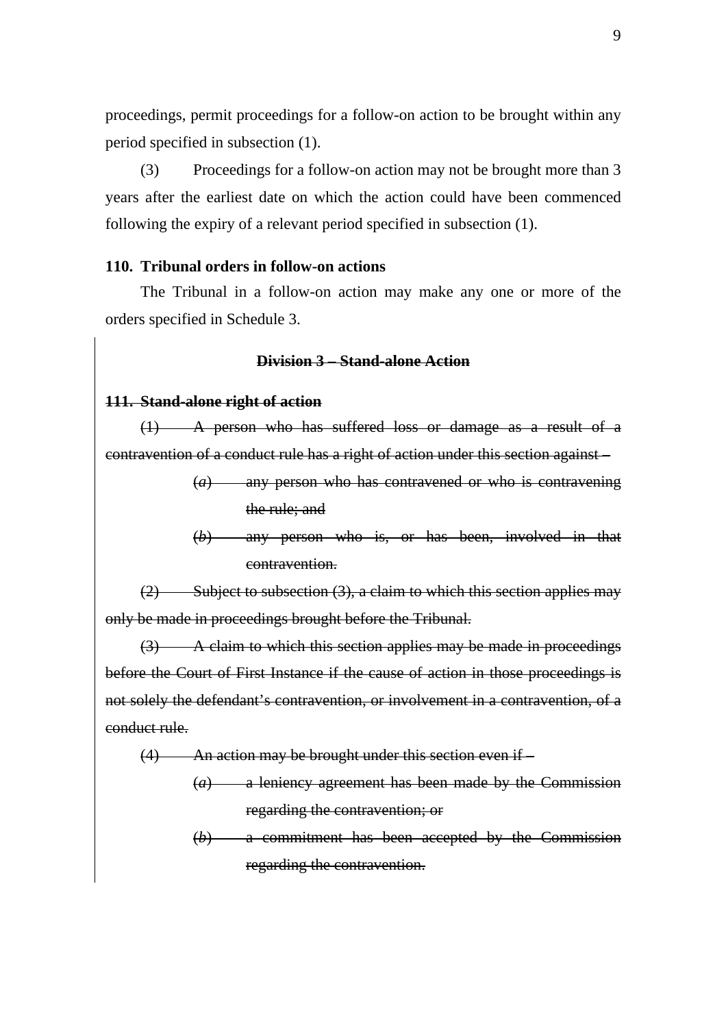proceedings, permit proceedings for a follow-on action to be brought within any period specified in subsection (1).

(3) Proceedings for a follow-on action may not be brought more than 3 years after the earliest date on which the action could have been commenced following the expiry of a relevant period specified in subsection (1).

**110. Tribunal orders in follow-on actions**

The Tribunal in a follow-on action may make any one or more of the orders specified in Schedule 3.

~~**Division 3 – Stand-alone Action**~~

~~**111. Stand-alone right of action**~~

~~(1) A person who has suffered loss or damage as a result of a contravention of a conduct rule has a right of action under this section against –~~

~~(*a*) any person who has contravened or who is contravening the rule; and~~

~~(*b*) any person who is, or has been, involved in that contravention.~~

~~(2) Subject to subsection (3), a claim to which this section applies may only be made in proceedings brought before the Tribunal.~~

~~(3) A claim to which this section applies may be made in proceedings before the Court of First Instance if the cause of action in those proceedings is not solely the defendant's contravention, or involvement in a contravention, of a conduct rule.~~

~~(4) An action may be brought under this section even if –~~

~~(*a*) a leniency agreement has been made by the Commission regarding the contravention; or~~

~~(*b*) a commitment has been accepted by the Commission regarding the contravention.~~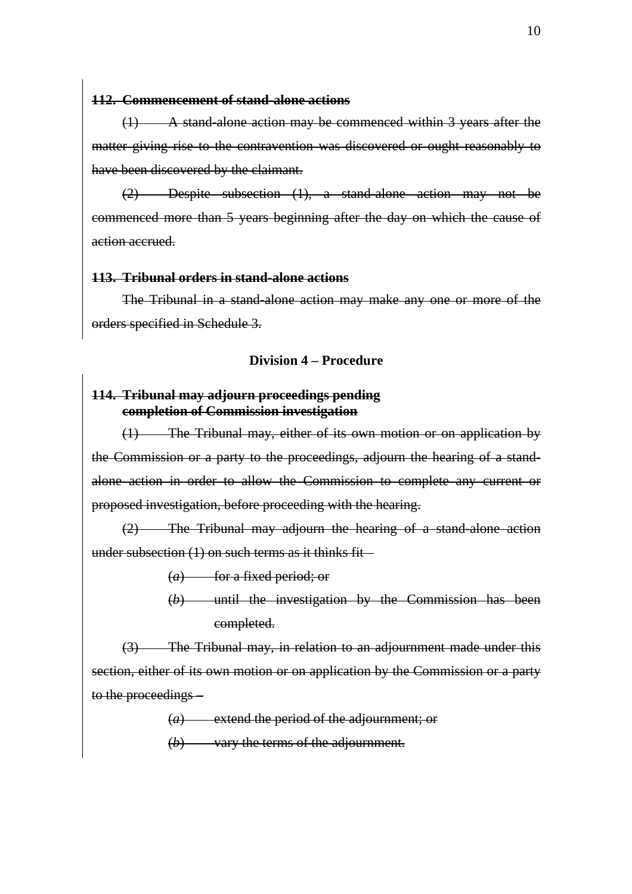~~**112. Commencement of stand-alone actions**~~

~~(1) A stand-alone action may be commenced within 3 years after the matter giving rise to the contravention was discovered or ought reasonably to have been discovered by the claimant.~~

~~(2) Despite subsection (1), a stand-alone action may not be commenced more than 5 years beginning after the day on which the cause of action accrued.~~

~~**113. Tribunal orders in stand-alone actions**~~

~~The Tribunal in a stand-alone action may make any one or more of the orders specified in Schedule 3.~~

**Division 4 – Procedure**

~~**114. Tribunal may adjourn proceedings pending completion of Commission investigation**~~

~~(1) The Tribunal may, either of its own motion or on application by the Commission or a party to the proceedings, adjourn the hearing of a stand-alone action in order to allow the Commission to complete any current or proposed investigation, before proceeding with the hearing.~~

~~(2) The Tribunal may adjourn the hearing of a stand-alone action under subsection (1) on such terms as it thinks fit –~~

~~(*a*) for a fixed period; or~~

~~(*b*) until the investigation by the Commission has been completed.~~

~~(3) The Tribunal may, in relation to an adjournment made under this section, either of its own motion or on application by the Commission or a party to the proceedings –~~

~~(*a*) extend the period of the adjournment; or~~

~~(*b*) vary the terms of the adjournment.~~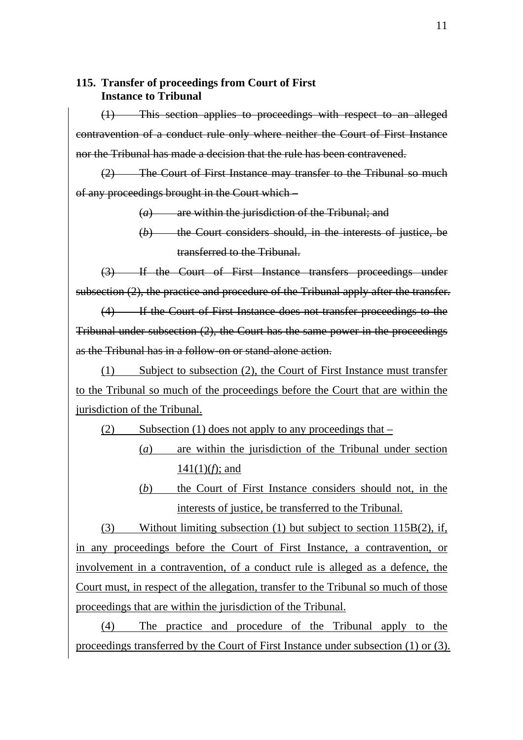**115. Transfer of proceedings from Court of First Instance to Tribunal**

~~(1) This section applies to proceedings with respect to an alleged contravention of a conduct rule only where neither the Court of First Instance nor the Tribunal has made a decision that the rule has been contravened.~~

~~(2) The Court of First Instance may transfer to the Tribunal so much of any proceedings brought in the Court which –~~

~~(*a*) are within the jurisdiction of the Tribunal; and~~

~~(*b*) the Court considers should, in the interests of justice, be transferred to the Tribunal.~~

~~(3) If the Court of First Instance transfers proceedings under subsection (2), the practice and procedure of the Tribunal apply after the transfer.~~

~~(4) If the Court of First Instance does not transfer proceedings to the Tribunal under subsection (2), the Court has the same power in the proceedings as the Tribunal has in a follow-on or stand-alone action.~~

<u>(1) Subject to subsection (2), the Court of First Instance must transfer to the Tribunal so much of the proceedings before the Court that are within the jurisdiction of the Tribunal.</u>

<u>(2) Subsection (1) does not apply to any proceedings that –</u>

<u>(*a*) are within the jurisdiction of the Tribunal under section 141(1)(*f*); and</u>

<u>(*b*) the Court of First Instance considers should not, in the interests of justice, be transferred to the Tribunal.</u>

<u>(3) Without limiting subsection (1) but subject to section 115B(2), if, in any proceedings before the Court of First Instance, a contravention, or involvement in a contravention, of a conduct rule is alleged as a defence, the Court must, in respect of the allegation, transfer to the Tribunal so much of those proceedings that are within the jurisdiction of the Tribunal.</u>

<u>(4) The practice and procedure of the Tribunal apply to the proceedings transferred by the Court of First Instance under subsection (1) or (3).</u>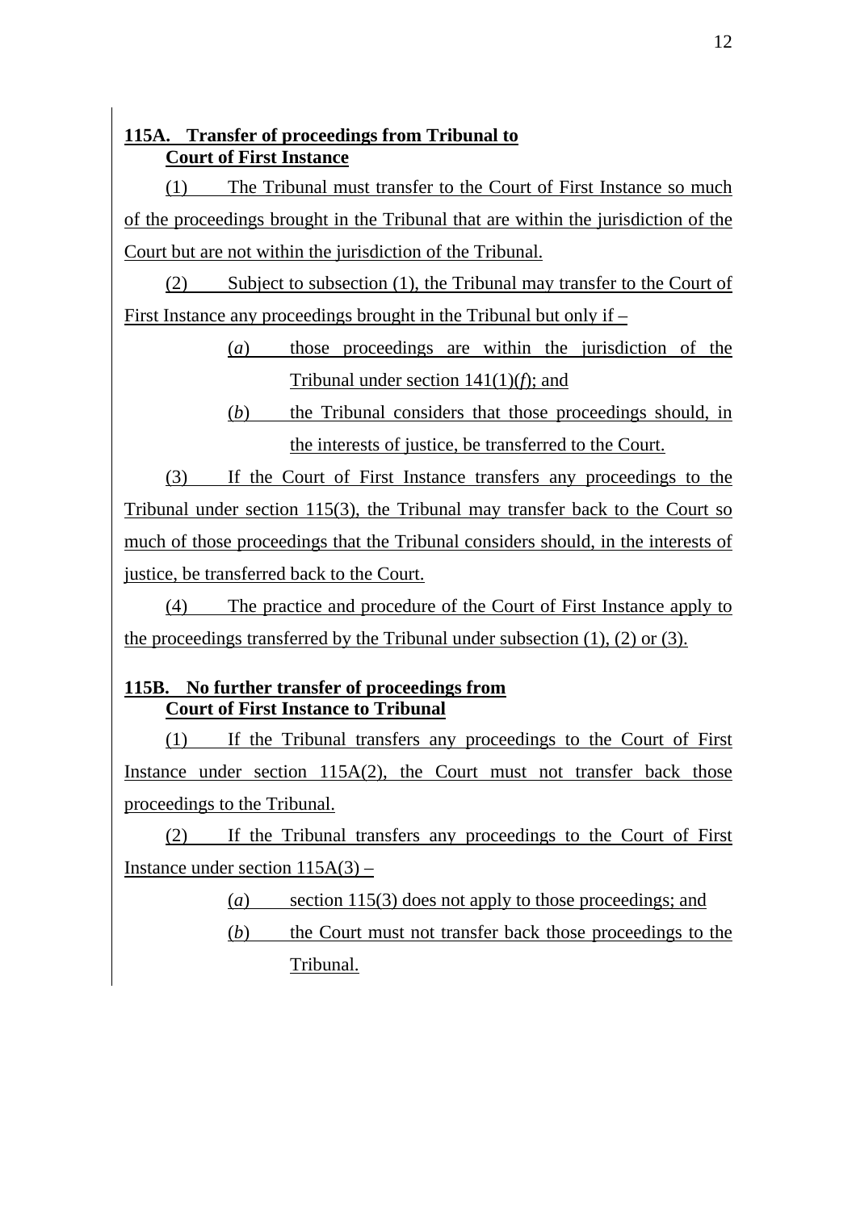**115A. Transfer of proceedings from Tribunal to Court of First Instance**

(1) The Tribunal must transfer to the Court of First Instance so much of the proceedings brought in the Tribunal that are within the jurisdiction of the Court but are not within the jurisdiction of the Tribunal.

(2) Subject to subsection (1), the Tribunal may transfer to the Court of First Instance any proceedings brought in the Tribunal but only if –

- (*a*) those proceedings are within the jurisdiction of the Tribunal under section 141(1)(*f*); and
- (*b*) the Tribunal considers that those proceedings should, in the interests of justice, be transferred to the Court.

(3) If the Court of First Instance transfers any proceedings to the Tribunal under section 115(3), the Tribunal may transfer back to the Court so much of those proceedings that the Tribunal considers should, in the interests of justice, be transferred back to the Court.

(4) The practice and procedure of the Court of First Instance apply to the proceedings transferred by the Tribunal under subsection (1), (2) or (3).

**115B. No further transfer of proceedings from Court of First Instance to Tribunal**

(1) If the Tribunal transfers any proceedings to the Court of First Instance under section 115A(2), the Court must not transfer back those proceedings to the Tribunal.

(2) If the Tribunal transfers any proceedings to the Court of First Instance under section 115A(3) –

- (*a*) section 115(3) does not apply to those proceedings; and
- (*b*) the Court must not transfer back those proceedings to the Tribunal.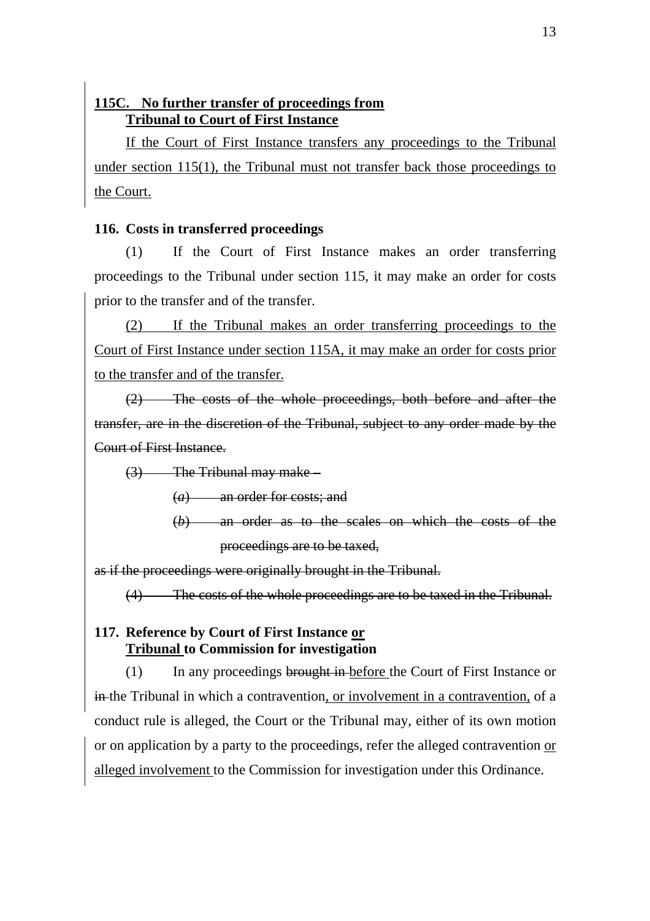**115C. No further transfer of proceedings from Tribunal to Court of First Instance**

If the Court of First Instance transfers any proceedings to the Tribunal under section 115(1), the Tribunal must not transfer back those proceedings to the Court.

**116. Costs in transferred proceedings**

(1) If the Court of First Instance makes an order transferring proceedings to the Tribunal under section 115, it may make an order for costs prior to the transfer and of the transfer.

(2) If the Tribunal makes an order transferring proceedings to the Court of First Instance under section 115A, it may make an order for costs prior to the transfer and of the transfer.

~~(2) The costs of the whole proceedings, both before and after the transfer, are in the discretion of the Tribunal, subject to any order made by the Court of First Instance.~~

~~(3) The Tribunal may make –~~

~~(*a*) an order for costs; and~~

~~(*b*) an order as to the scales on which the costs of the proceedings are to be taxed,~~

~~as if the proceedings were originally brought in the Tribunal.~~

~~(4) The costs of the whole proceedings are to be taxed in the Tribunal.~~

**117. Reference by Court of First Instance or Tribunal to Commission for investigation**

(1) In any proceedings ~~brought in~~ before the Court of First Instance or ~~in~~ the Tribunal in which a contravention, or involvement in a contravention, of a conduct rule is alleged, the Court or the Tribunal may, either of its own motion or on application by a party to the proceedings, refer the alleged contravention or alleged involvement to the Commission for investigation under this Ordinance.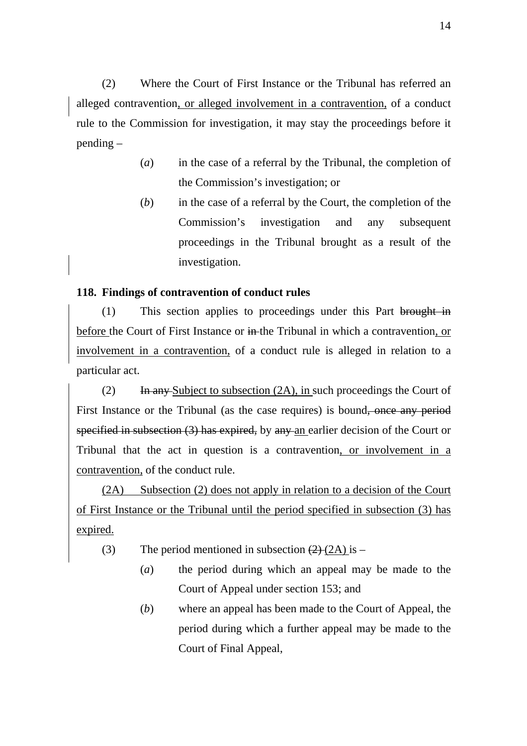(2) Where the Court of First Instance or the Tribunal has referred an alleged contravention<u>, or alleged involvement in a contravention,</u> of a conduct rule to the Commission for investigation, it may stay the proceedings before it pending –

> (*a*) in the case of a referral by the Tribunal, the completion of the Commission's investigation; or
>
> (*b*) in the case of a referral by the Court, the completion of the Commission's investigation and any subsequent proceedings in the Tribunal brought as a result of the investigation.

**118. Findings of contravention of conduct rules**

(1) This section applies to proceedings under this Part ~~brought in~~ <u>before</u> the Court of First Instance or ~~in~~ the Tribunal in which a contravention<u>, or involvement in a contravention,</u> of a conduct rule is alleged in relation to a particular act.

(2) ~~In any~~ <u>Subject to subsection (2A), in</u> such proceedings the Court of First Instance or the Tribunal (as the case requires) is bound~~, once any period specified in subsection (3) has expired,~~ by ~~any~~ <u>an</u> earlier decision of the Court or Tribunal that the act in question is a contravention<u>, or involvement in a contravention,</u> of the conduct rule.

<u>(2A) Subsection (2) does not apply in relation to a decision of the Court of First Instance or the Tribunal until the period specified in subsection (3) has expired.</u>

(3) The period mentioned in subsection ~~(2)~~ <u>(2A)</u> is –

> (*a*) the period during which an appeal may be made to the Court of Appeal under section 153; and
>
> (*b*) where an appeal has been made to the Court of Appeal, the period during which a further appeal may be made to the Court of Final Appeal,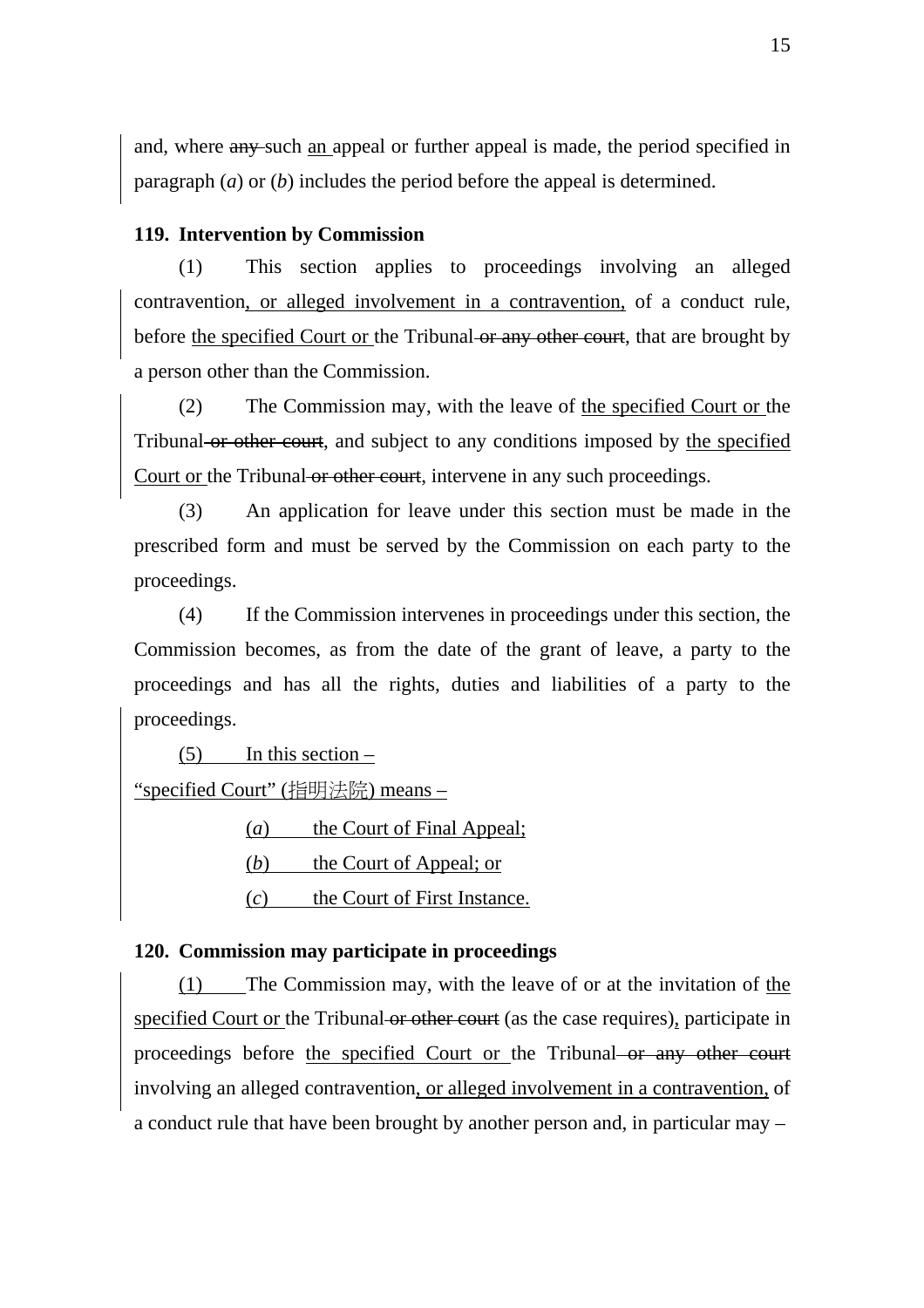and, where ~~any~~ such <u>an</u> appeal or further appeal is made, the period specified in paragraph (*a*) or (*b*) includes the period before the appeal is determined.

**119. Intervention by Commission**

(1) This section applies to proceedings involving an alleged contravention<u>, or alleged involvement in a contravention,</u> of a conduct rule, before <u>the specified Court or</u> the Tribunal ~~or any other court~~, that are brought by a person other than the Commission.

(2) The Commission may, with the leave of <u>the specified Court or</u> the Tribunal ~~or other court~~, and subject to any conditions imposed by <u>the specified Court or</u> the Tribunal ~~or other court~~, intervene in any such proceedings.

(3) An application for leave under this section must be made in the prescribed form and must be served by the Commission on each party to the proceedings.

(4) If the Commission intervenes in proceedings under this section, the Commission becomes, as from the date of the grant of leave, a party to the proceedings and has all the rights, duties and liabilities of a party to the proceedings.

<u>(5) In this section –</u>

<u>"specified Court" (指明法院) means –</u>

<u>(*a*) the Court of Final Appeal;</u>

<u>(*b*) the Court of Appeal; or</u>

<u>(*c*) the Court of First Instance.</u>

**120. Commission may participate in proceedings**

<u>(1)</u> The Commission may, with the leave of or at the invitation of <u>the specified Court or</u> the Tribunal ~~or other court~~ (as the case requires)<u>,</u> participate in proceedings before <u>the specified Court or</u> the Tribunal ~~or any other court~~ involving an alleged contravention<u>, or alleged involvement in a contravention,</u> of a conduct rule that have been brought by another person and, in particular may –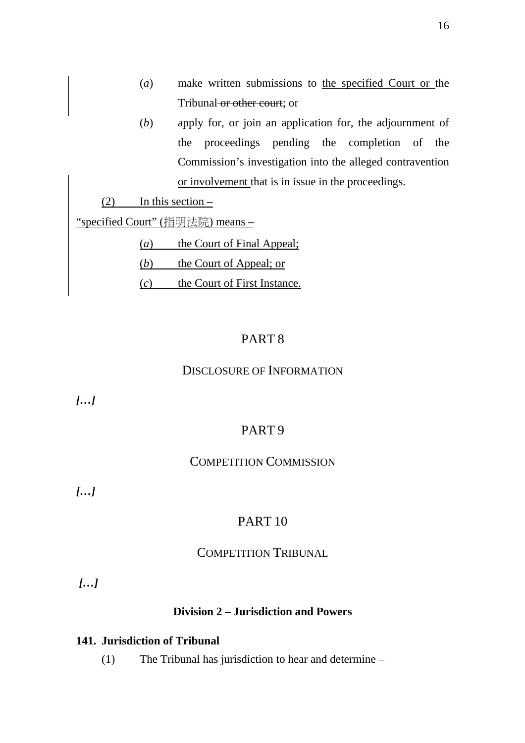(*a*) make written submissions to the specified Court or the Tribunal or other court; or

(*b*) apply for, or join an application for, the adjournment of the proceedings pending the completion of the Commission's investigation into the alleged contravention or involvement that is in issue in the proceedings.

(2) In this section –

"specified Court" (指明法院) means –

(*a*) the Court of Final Appeal;

(*b*) the Court of Appeal; or

(*c*) the Court of First Instance.

# PART 8

## DISCLOSURE OF INFORMATION

***[…]***

# PART 9

## COMPETITION COMMISSION

***[…]***

# PART 10

## COMPETITION TRIBUNAL

***[…]***

### Division 2 – Jurisdiction and Powers

**141. Jurisdiction of Tribunal**

(1) The Tribunal has jurisdiction to hear and determine –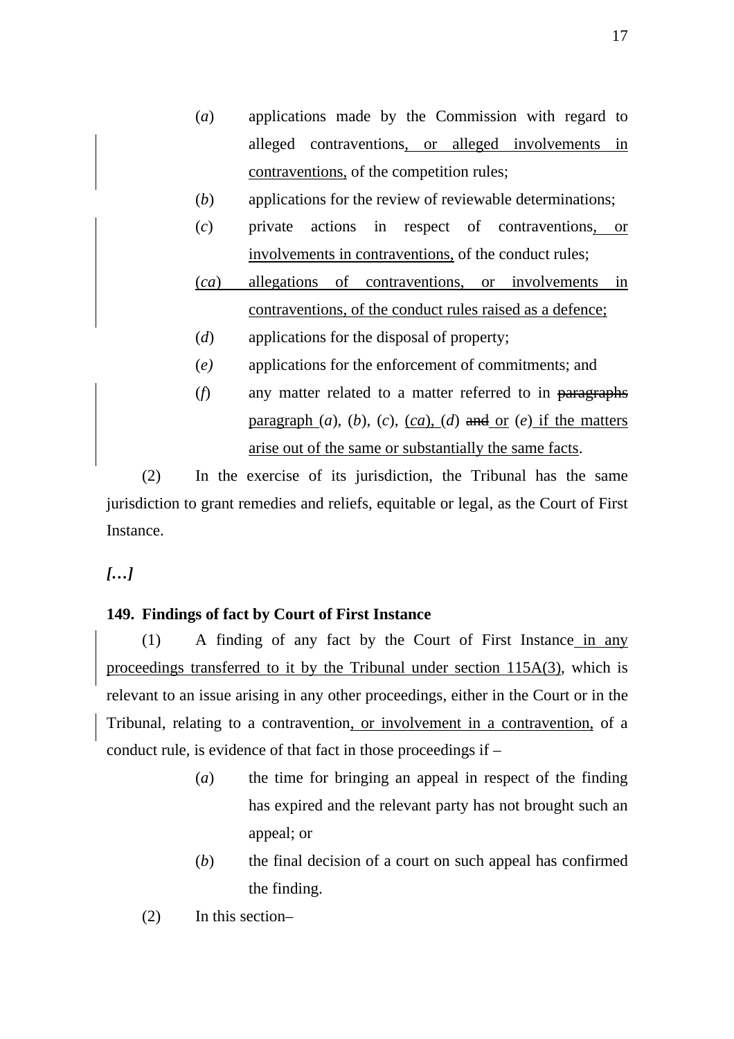(*a*) applications made by the Commission with regard to alleged contraventions<u>, or alleged involvements in contraventions,</u> of the competition rules;

(*b*) applications for the review of reviewable determinations;

(*c*) private actions in respect of contraventions<u>, or involvements in contraventions,</u> of the conduct rules;

<u>(*ca*) allegations of contraventions, or involvements in contraventions, of the conduct rules raised as a defence;</u>

(*d*) applications for the disposal of property;

(*e*) applications for the enforcement of commitments; and

(*f*) any matter related to a matter referred to in ~~paragraphs~~ <u>paragraph</u> (*a*), (*b*), (*c*), <u>(*ca*),</u> (*d*) ~~and~~ <u>or</u> (*e*) <u>if the matters arise out of the same or substantially the same facts</u>.

(2) In the exercise of its jurisdiction, the Tribunal has the same jurisdiction to grant remedies and reliefs, equitable or legal, as the Court of First Instance.

***[…]***

**149. Findings of fact by Court of First Instance**

(1) A finding of any fact by the Court of First Instance <u>in any proceedings transferred to it by the Tribunal under section 115A(3)</u>, which is relevant to an issue arising in any other proceedings, either in the Court or in the Tribunal, relating to a contravention<u>, or involvement in a contravention,</u> of a conduct rule, is evidence of that fact in those proceedings if –

(*a*) the time for bringing an appeal in respect of the finding has expired and the relevant party has not brought such an appeal; or

(*b*) the final decision of a court on such appeal has confirmed the finding.

(2) In this section–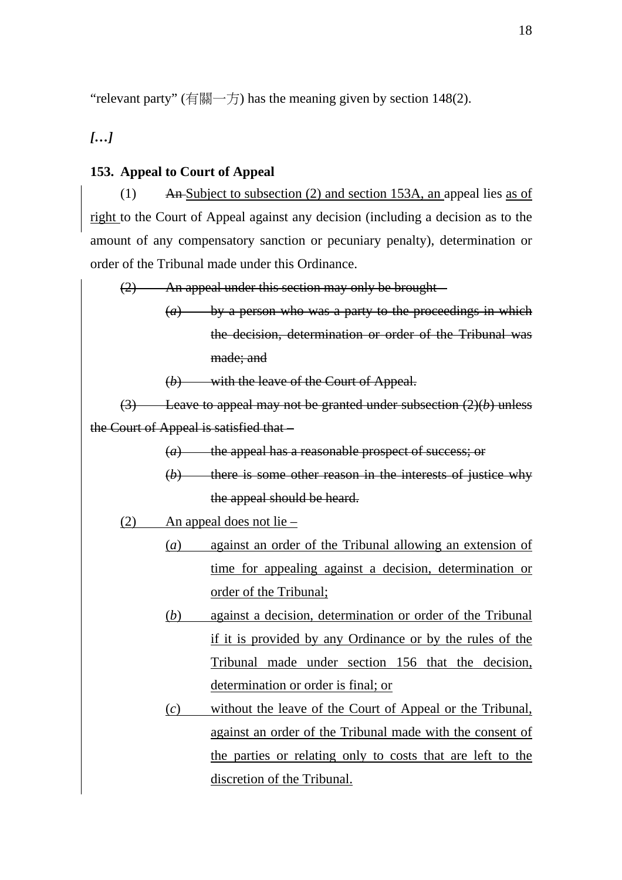"relevant party" (有關一方) has the meaning given by section 148(2).

***[…]***

**153. Appeal to Court of Appeal**

(1) ~~An~~ <u>Subject to subsection (2) and section 153A, an</u> appeal lies <u>as of right</u> to the Court of Appeal against any decision (including a decision as to the amount of any compensatory sanction or pecuniary penalty), determination or order of the Tribunal made under this Ordinance.

~~(2) An appeal under this section may only be brought –~~

~~(*a*) by a person who was a party to the proceedings in which the decision, determination or order of the Tribunal was made; and~~

~~(*b*) with the leave of the Court of Appeal.~~

~~(3) Leave to appeal may not be granted under subsection (2)(*b*) unless the Court of Appeal is satisfied that –~~

~~(*a*) the appeal has a reasonable prospect of success; or~~

~~(*b*) there is some other reason in the interests of justice why the appeal should be heard.~~

<u>(2) An appeal does not lie –</u>

<u>(*a*) against an order of the Tribunal allowing an extension of time for appealing against a decision, determination or order of the Tribunal;</u>

<u>(*b*) against a decision, determination or order of the Tribunal if it is provided by any Ordinance or by the rules of the Tribunal made under section 156 that the decision, determination or order is final; or</u>

<u>(*c*) without the leave of the Court of Appeal or the Tribunal, against an order of the Tribunal made with the consent of the parties or relating only to costs that are left to the discretion of the Tribunal.</u>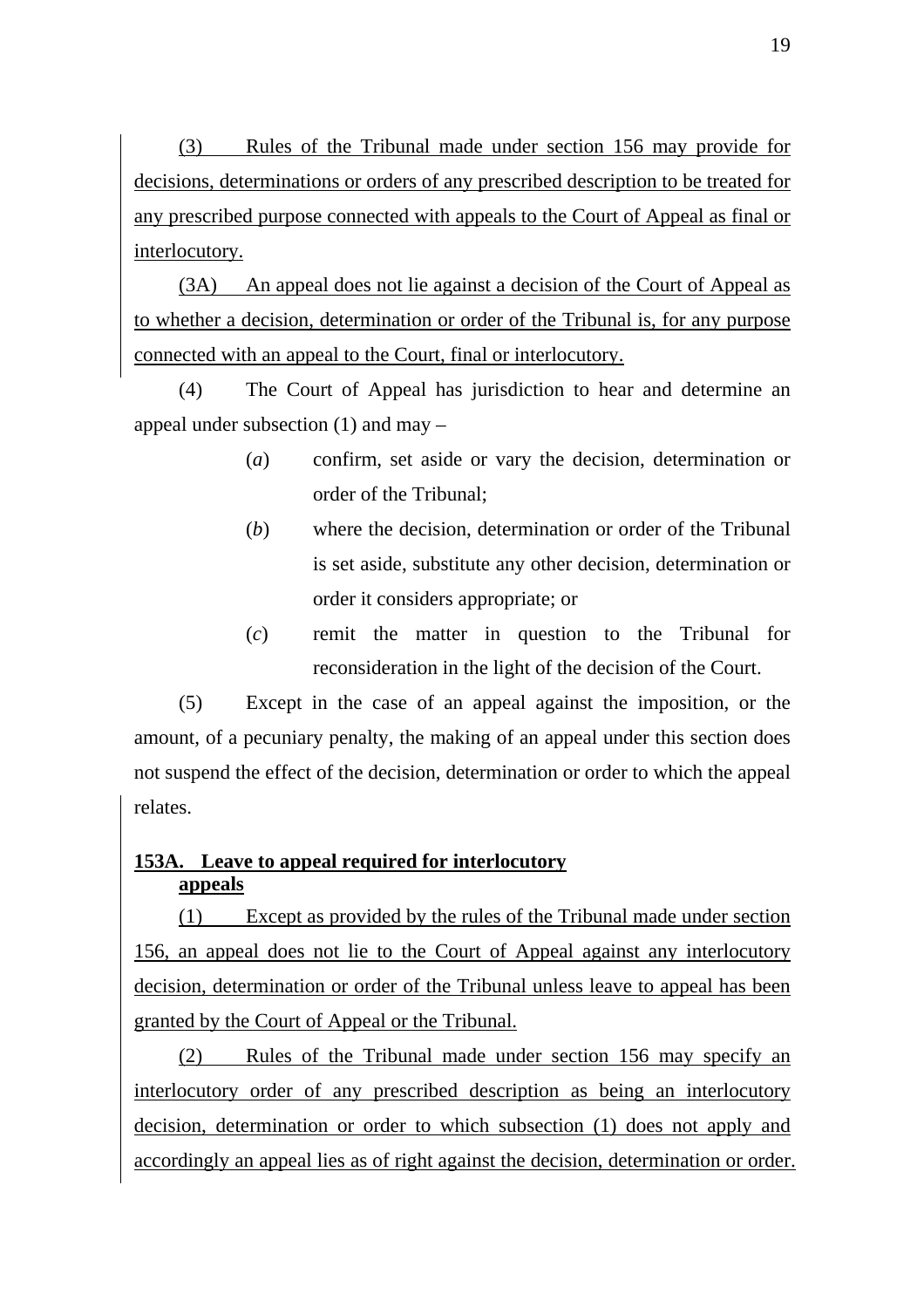(3) Rules of the Tribunal made under section 156 may provide for decisions, determinations or orders of any prescribed description to be treated for any prescribed purpose connected with appeals to the Court of Appeal as final or interlocutory.

(3A) An appeal does not lie against a decision of the Court of Appeal as to whether a decision, determination or order of the Tribunal is, for any purpose connected with an appeal to the Court, final or interlocutory.

(4) The Court of Appeal has jurisdiction to hear and determine an appeal under subsection (1) and may –

(*a*) confirm, set aside or vary the decision, determination or order of the Tribunal;

(*b*) where the decision, determination or order of the Tribunal is set aside, substitute any other decision, determination or order it considers appropriate; or

(*c*) remit the matter in question to the Tribunal for reconsideration in the light of the decision of the Court.

(5) Except in the case of an appeal against the imposition, or the amount, of a pecuniary penalty, the making of an appeal under this section does not suspend the effect of the decision, determination or order to which the appeal relates.

**153A. Leave to appeal required for interlocutory appeals**

(1) Except as provided by the rules of the Tribunal made under section 156, an appeal does not lie to the Court of Appeal against any interlocutory decision, determination or order of the Tribunal unless leave to appeal has been granted by the Court of Appeal or the Tribunal.

(2) Rules of the Tribunal made under section 156 may specify an interlocutory order of any prescribed description as being an interlocutory decision, determination or order to which subsection (1) does not apply and accordingly an appeal lies as of right against the decision, determination or order.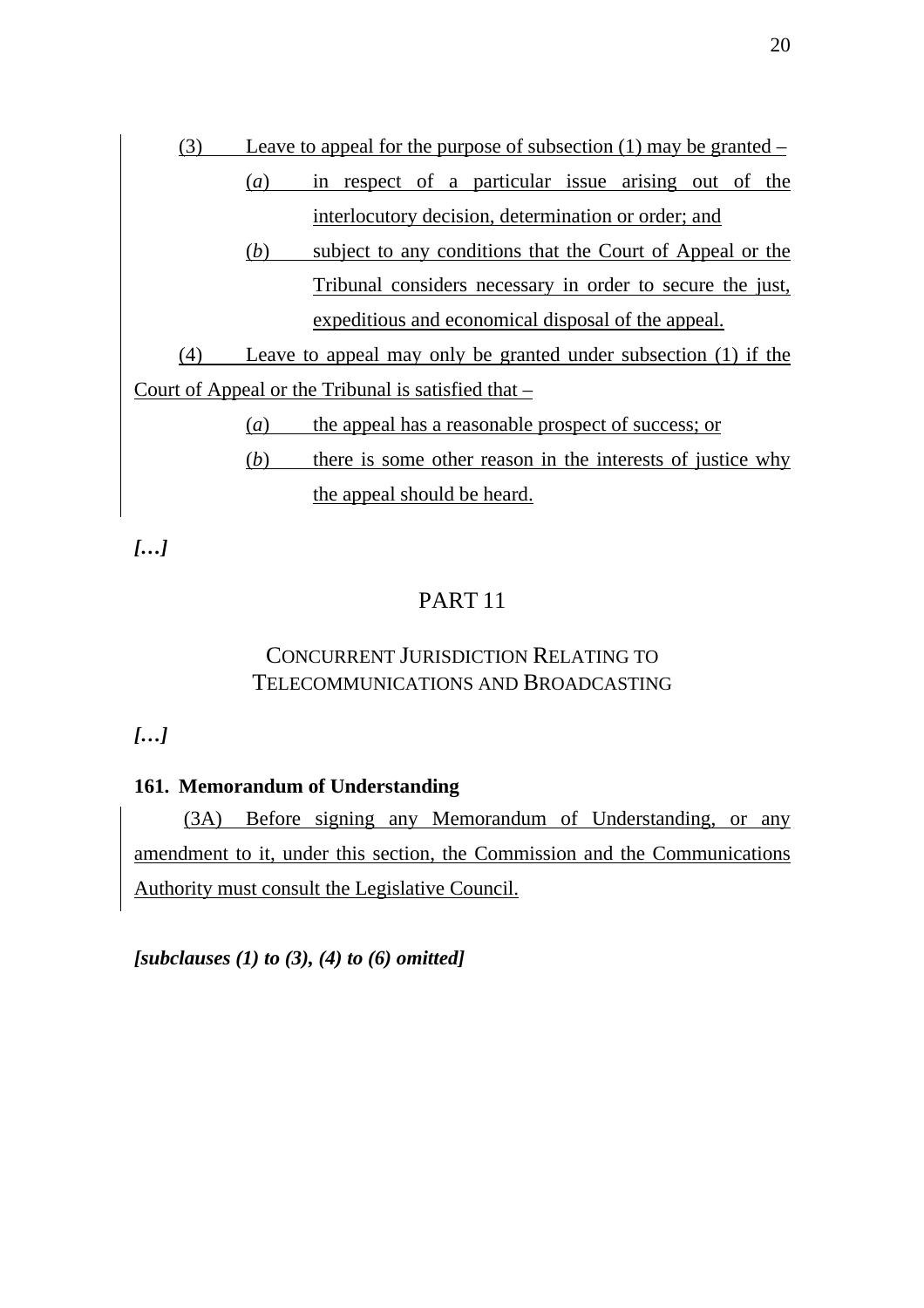(3) Leave to appeal for the purpose of subsection (1) may be granted –

(*a*) in respect of a particular issue arising out of the interlocutory decision, determination or order; and

(*b*) subject to any conditions that the Court of Appeal or the Tribunal considers necessary in order to secure the just, expeditious and economical disposal of the appeal.

(4) Leave to appeal may only be granted under subsection (1) if the Court of Appeal or the Tribunal is satisfied that –

(*a*) the appeal has a reasonable prospect of success; or

(*b*) there is some other reason in the interests of justice why the appeal should be heard.

***[…]***

## PART 11

## CONCURRENT JURISDICTION RELATING TO TELECOMMUNICATIONS AND BROADCASTING

***[…]***

**161. Memorandum of Understanding**

(3A) Before signing any Memorandum of Understanding, or any amendment to it, under this section, the Commission and the Communications Authority must consult the Legislative Council.

***[subclauses (1) to (3), (4) to (6) omitted]***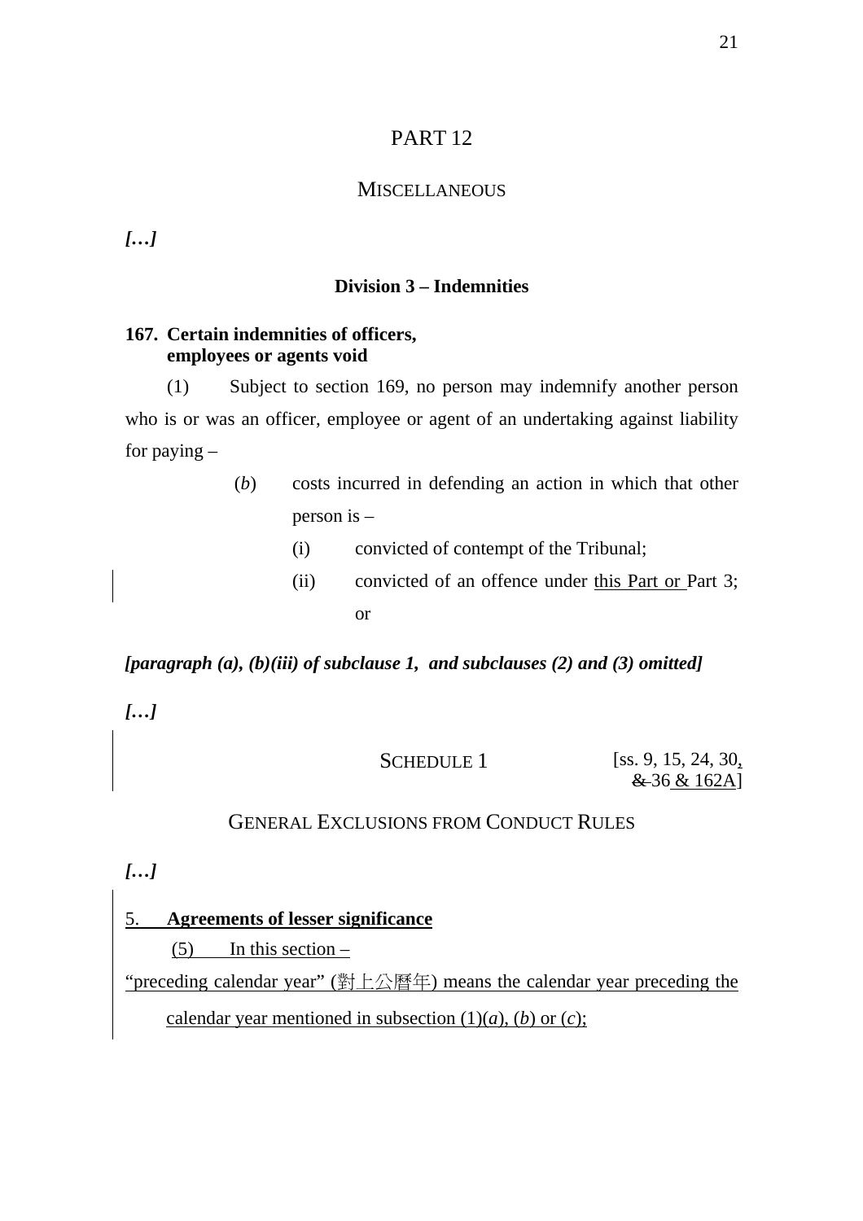# PART 12

## MISCELLANEOUS

***[…]***

### Division 3 – Indemnities

**167. Certain indemnities of officers, employees or agents void**

(1) Subject to section 169, no person may indemnify another person who is or was an officer, employee or agent of an undertaking against liability for paying –

(*b*) costs incurred in defending an action in which that other person is –

(i) convicted of contempt of the Tribunal;

(ii) convicted of an offence under <u>this Part or </u>Part 3; or

***[paragraph (a), (b)(iii) of subclause 1, and subclauses (2) and (3) omitted]***

***[…]***

## SCHEDULE 1

[ss. 9, 15, 24, 30<u>,</u> ~~&~~ 36 <u>& 162A</u>]

### GENERAL EXCLUSIONS FROM CONDUCT RULES

***[…]***

<u>5. **Agreements of lesser significance**</u>

<u>(5) In this section –</u>

<u>"preceding calendar year" (對上公曆年) means the calendar year preceding the calendar year mentioned in subsection (1)(*a*), (*b*) or (*c*);</u>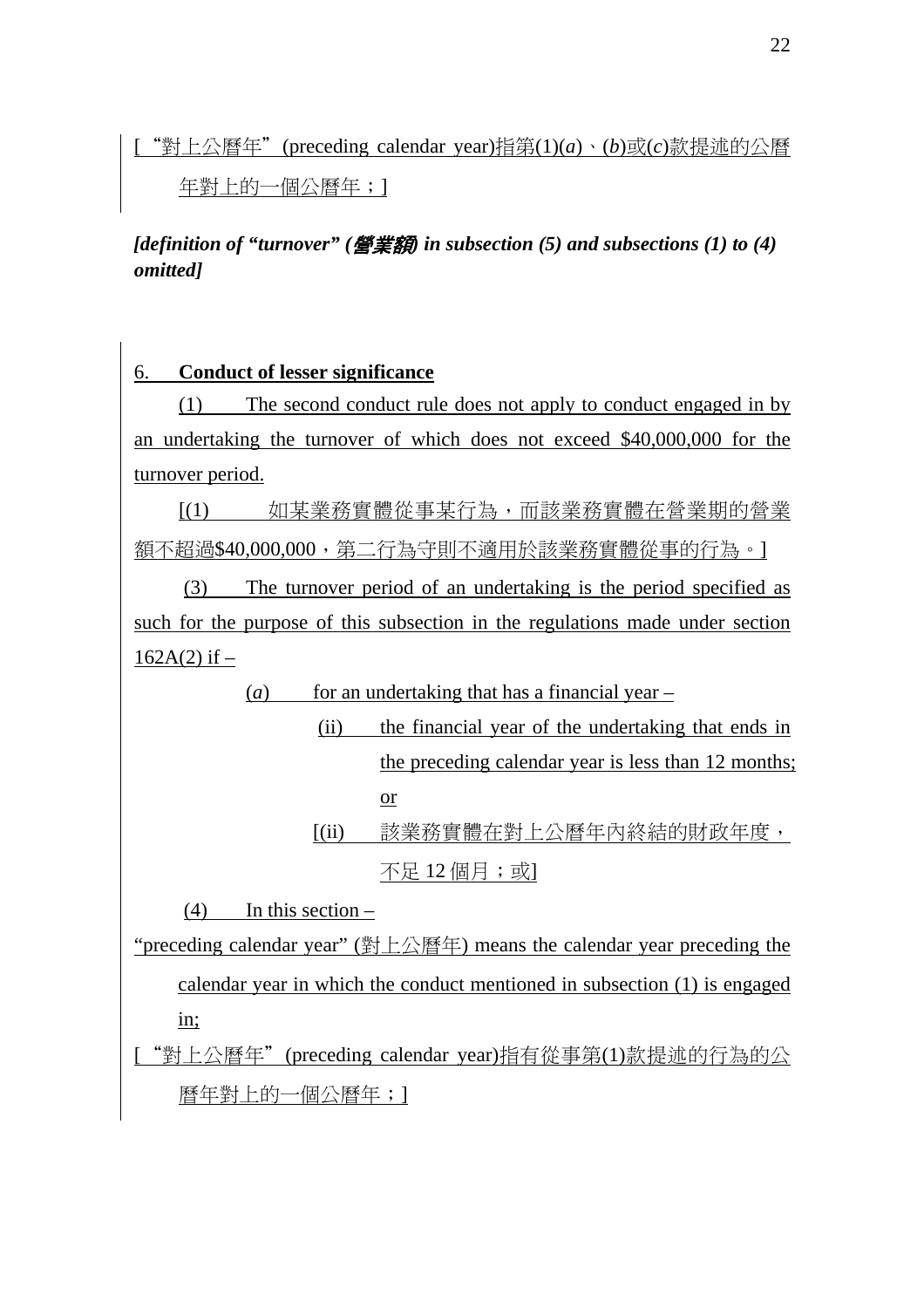[“對上公曆年”(preceding calendar year)指第(1)(*a*)、(*b*)或(*c*)款提述的公曆年對上的一個公曆年；]

***[definition of “turnover” (營業額) in subsection (5) and subsections (1) to (4) omitted]***

6.    **Conduct of lesser significance**

(1)    The second conduct rule does not apply to conduct engaged in by an undertaking the turnover of which does not exceed $40,000,000 for the turnover period.

[(1)    如某業務實體從事某行為，而該業務實體在營業期的營業額不超過$40,000,000，第二行為守則不適用於該業務實體從事的行為。]

(3)    The turnover period of an undertaking is the period specified as such for the purpose of this subsection in the regulations made under section 162A(2) if –

(*a*)    for an undertaking that has a financial year –

(ii)    the financial year of the undertaking that ends in the preceding calendar year is less than 12 months; or

[(ii)    該業務實體在對上公曆年內終結的財政年度，不足 12 個月；或]

(4)    In this section –

“preceding calendar year” (對上公曆年) means the calendar year preceding the calendar year in which the conduct mentioned in subsection (1) is engaged in;

[“對上公曆年”(preceding calendar year)指有從事第(1)款提述的行為的公曆年對上的一個公曆年；]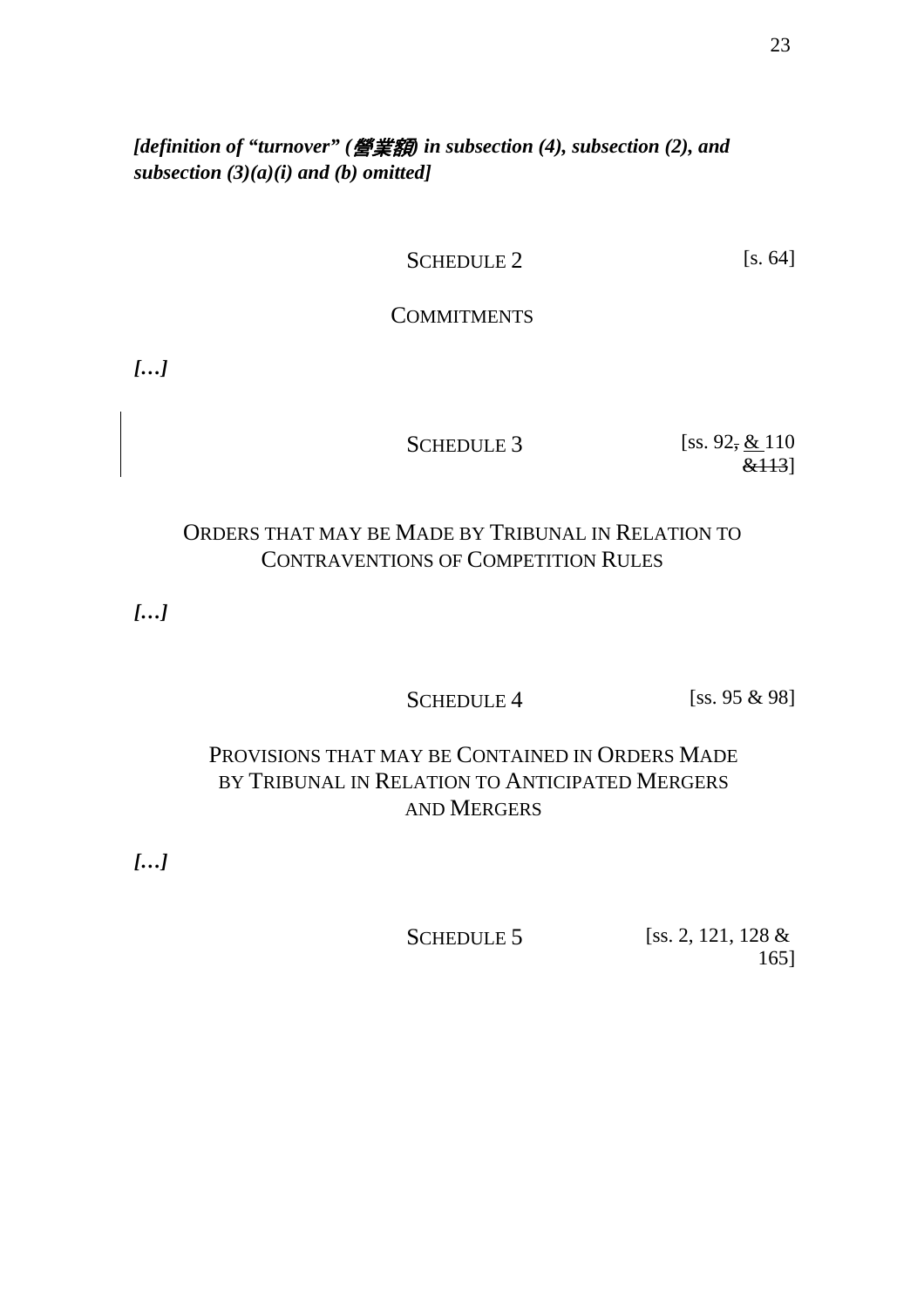***[definition of "turnover" (營業額) in subsection (4), subsection (2), and subsection (3)(a)(i) and (b) omitted]***

## SCHEDULE 2 [s. 64]

### COMMITMENTS

***[…]***

## SCHEDULE 3 [ss. 92, & 110 &113]

### ORDERS THAT MAY BE MADE BY TRIBUNAL IN RELATION TO CONTRAVENTIONS OF COMPETITION RULES

***[…]***

## SCHEDULE 4 [ss. 95 & 98]

### PROVISIONS THAT MAY BE CONTAINED IN ORDERS MADE BY TRIBUNAL IN RELATION TO ANTICIPATED MERGERS AND MERGERS

***[…]***

## SCHEDULE 5 [ss. 2, 121, 128 & 165]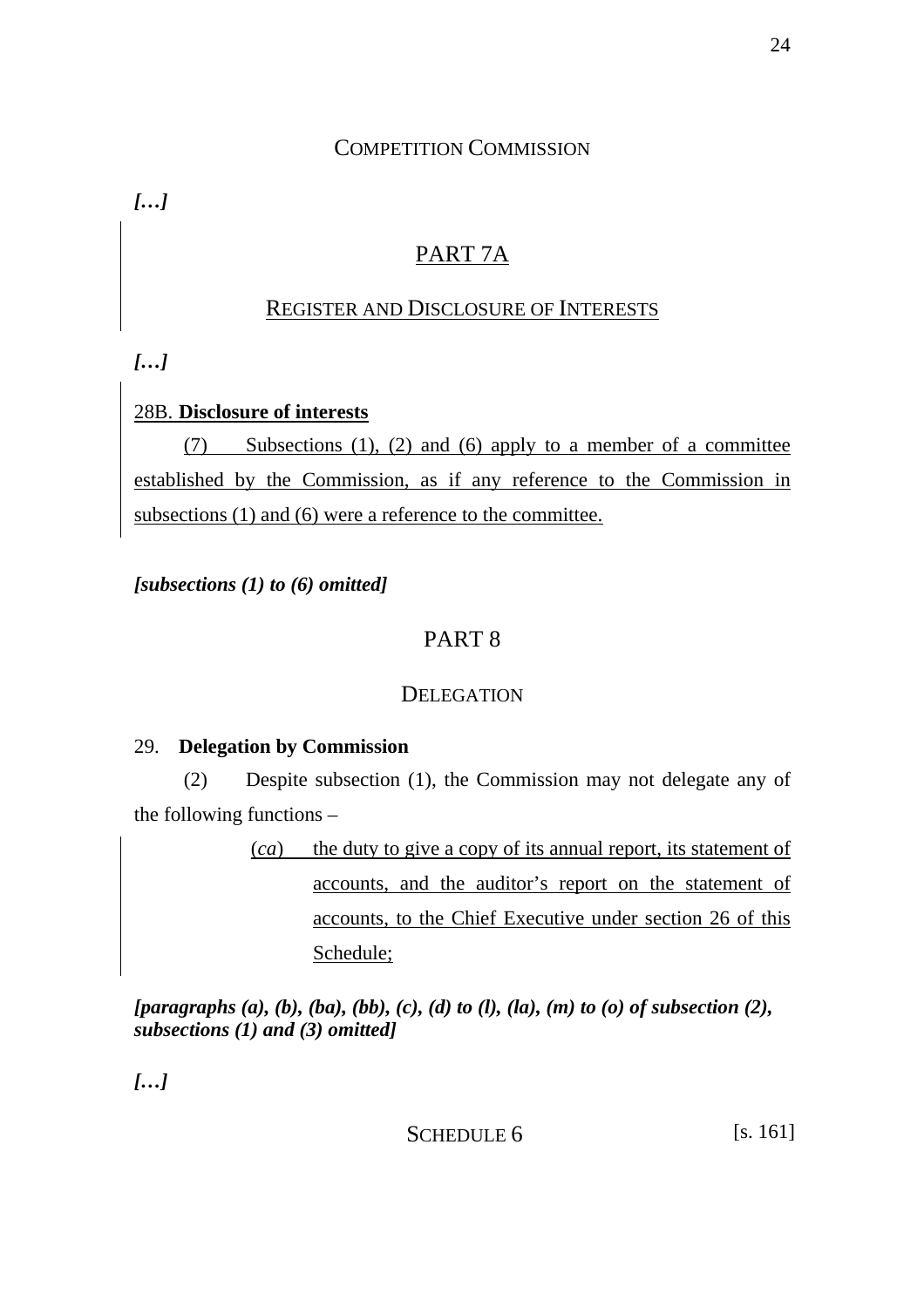## COMPETITION COMMISSION

***[…]***

## PART 7A

### REGISTER AND DISCLOSURE OF INTERESTS

***[…]***

28B. **Disclosure of interests**

(7) Subsections (1), (2) and (6) apply to a member of a committee established by the Commission, as if any reference to the Commission in subsections (1) and (6) were a reference to the committee.

***[subsections (1) to (6) omitted]***

## PART 8

### DELEGATION

29. **Delegation by Commission**

(2) Despite subsection (1), the Commission may not delegate any of the following functions –

(*ca*) the duty to give a copy of its annual report, its statement of accounts, and the auditor's report on the statement of accounts, to the Chief Executive under section 26 of this Schedule;

***[paragraphs (a), (b), (ba), (bb), (c), (d) to (l), (la), (m) to (o) of subsection (2), subsections (1) and (3) omitted]***

***[…]***

## SCHEDULE 6

[s. 161]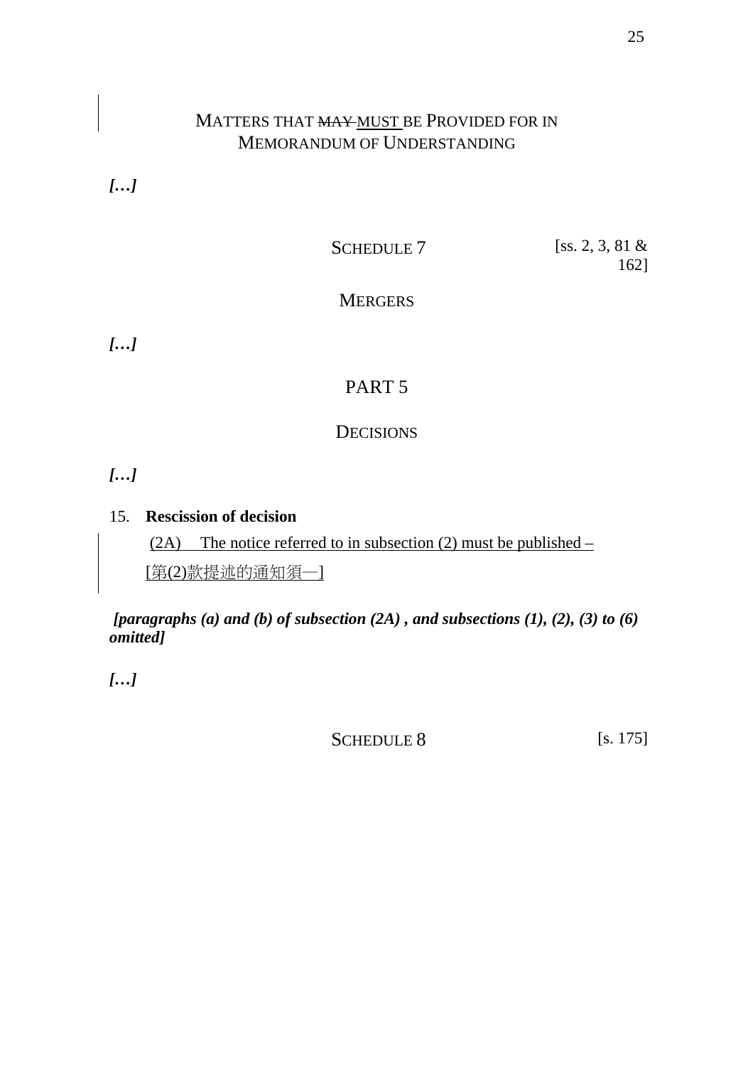MATTERS THAT ~~MAY~~ MUST BE PROVIDED FOR IN MEMORANDUM OF UNDERSTANDING

***[…]***

SCHEDULE 7 [ss. 2, 3, 81 & 162]

MERGERS

***[…]***

PART 5

DECISIONS

***[…]***

15. **Rescission of decision**

(2A) The notice referred to in subsection (2) must be published –

[第(2)款提述的通知須—]

***[paragraphs (a) and (b) of subsection (2A) , and subsections (1), (2), (3) to (6) omitted]***

***[…]***

SCHEDULE 8 [s. 175]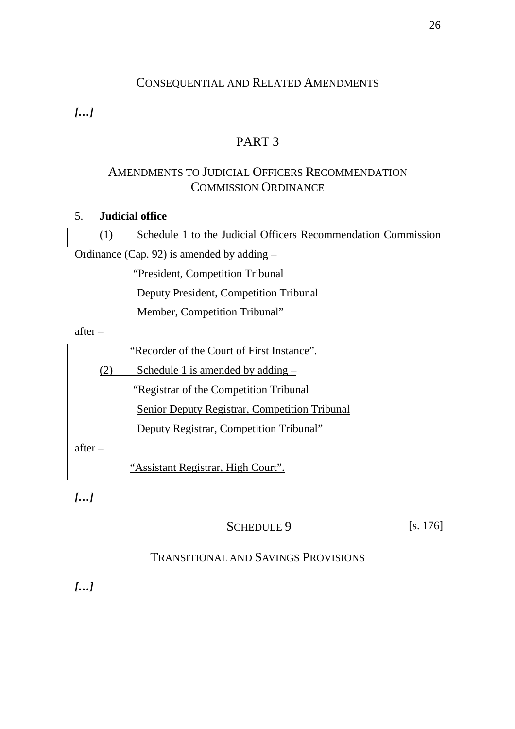CONSEQUENTIAL AND RELATED AMENDMENTS

***[…]***

## PART 3

## AMENDMENTS TO JUDICIAL OFFICERS RECOMMENDATION COMMISSION ORDINANCE

5. **Judicial office**

(1) Schedule 1 to the Judicial Officers Recommendation Commission Ordinance (Cap. 92) is amended by adding –

"President, Competition Tribunal

Deputy President, Competition Tribunal

Member, Competition Tribunal"

after –

"Recorder of the Court of First Instance".

(2) Schedule 1 is amended by adding –

"Registrar of the Competition Tribunal

Senior Deputy Registrar, Competition Tribunal

Deputy Registrar, Competition Tribunal"

after –

"Assistant Registrar, High Court".

***[…]***

## SCHEDULE 9 [s. 176]

## TRANSITIONAL AND SAVINGS PROVISIONS

***[…]***